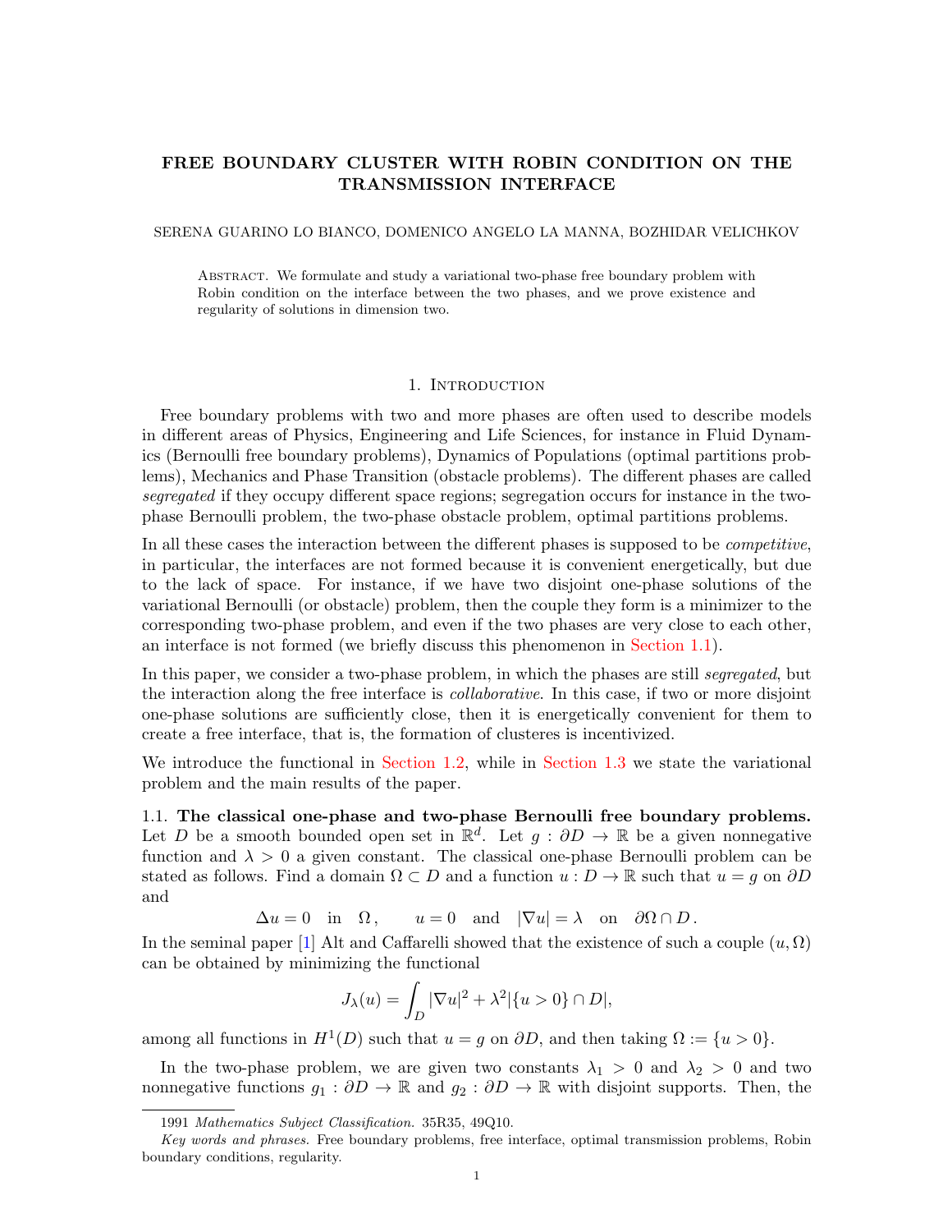# FREE BOUNDARY CLUSTER WITH ROBIN CONDITION ON THE TRANSMISSION INTERFACE

SERENA GUARINO LO BIANCO, DOMENICO ANGELO LA MANNA, BOZHIDAR VELICHKOV

Abstract. We formulate and study a variational two-phase free boundary problem with Robin condition on the interface between the two phases, and we prove existence and regularity of solutions in dimension two.

## 1. Introduction

Free boundary problems with two and more phases are often used to describe models in different areas of Physics, Engineering and Life Sciences, for instance in Fluid Dynamics (Bernoulli free boundary problems), Dynamics of Populations (optimal partitions problems), Mechanics and Phase Transition (obstacle problems). The different phases are called *segregated* if they occupy different space regions; segregation occurs for instance in the two-phase Bernoulli problem, the two-phase obstacle problem, optimal partitions problems.

In all these cases the interaction between the different phases is supposed to be *competitive*, in particular, the interfaces are not formed because it is convenient energetically, but due to the lack of space. For instance, if we have two disjoint one-phase solutions of the variational Bernoulli (or obstacle) problem, then the couple they form is a minimizer to the corresponding two-phase problem, and even if the two phases are very close to each other, an interface is not formed (we briefly discuss this phenomenon in Section 1.1).

In this paper, we consider a two-phase problem, in which the phases are still *segregated*, but the interaction along the free interface is *collaborative*. In this case, if two or more disjoint one-phase solutions are sufficiently close, then it is energetically convenient for them to create a free interface, that is, the formation of clusteres is incentivized.

We introduce the functional in Section 1.2, while in Section 1.3 we state the variational problem and the main results of the paper.

### 1.1. The classical one-phase and two-phase Bernoulli free boundary problems.

Let $D$ be a smooth bounded open set in $\mathbb{R}^d$. Let $g : \partial D \to \mathbb{R}$ be a given nonnegative function and $\lambda > 0$ a given constant. The classical one-phase Bernoulli problem can be stated as follows. Find a domain $\Omega \subset D$ and a function $u : D \to \mathbb{R}$ such that $u = g$ on $\partial D$ and

$$\Delta u = 0 \quad \text{in} \quad \Omega\,, \qquad u = 0 \quad \text{and} \quad |\nabla u| = \lambda \quad \text{on} \quad \partial\Omega \cap D\,.$$

In the seminal paper [1] Alt and Caffarelli showed that the existence of such a couple $(u, \Omega)$ can be obtained by minimizing the functional

$$J_\lambda(u) = \int_D |\nabla u|^2 + \lambda^2 |\{u > 0\} \cap D|,$$

among all functions in $H^1(D)$ such that $u = g$ on $\partial D$, and then taking $\Omega := \{u > 0\}$.

In the two-phase problem, we are given two constants $\lambda_1 > 0$ and $\lambda_2 > 0$ and two nonnegative functions $g_1 : \partial D \to \mathbb{R}$ and $g_2 : \partial D \to \mathbb{R}$ with disjoint supports. Then, the

1991 *Mathematics Subject Classification.* 35R35, 49Q10.

*Key words and phrases.* Free boundary problems, free interface, optimal transmission problems, Robin boundary conditions, regularity.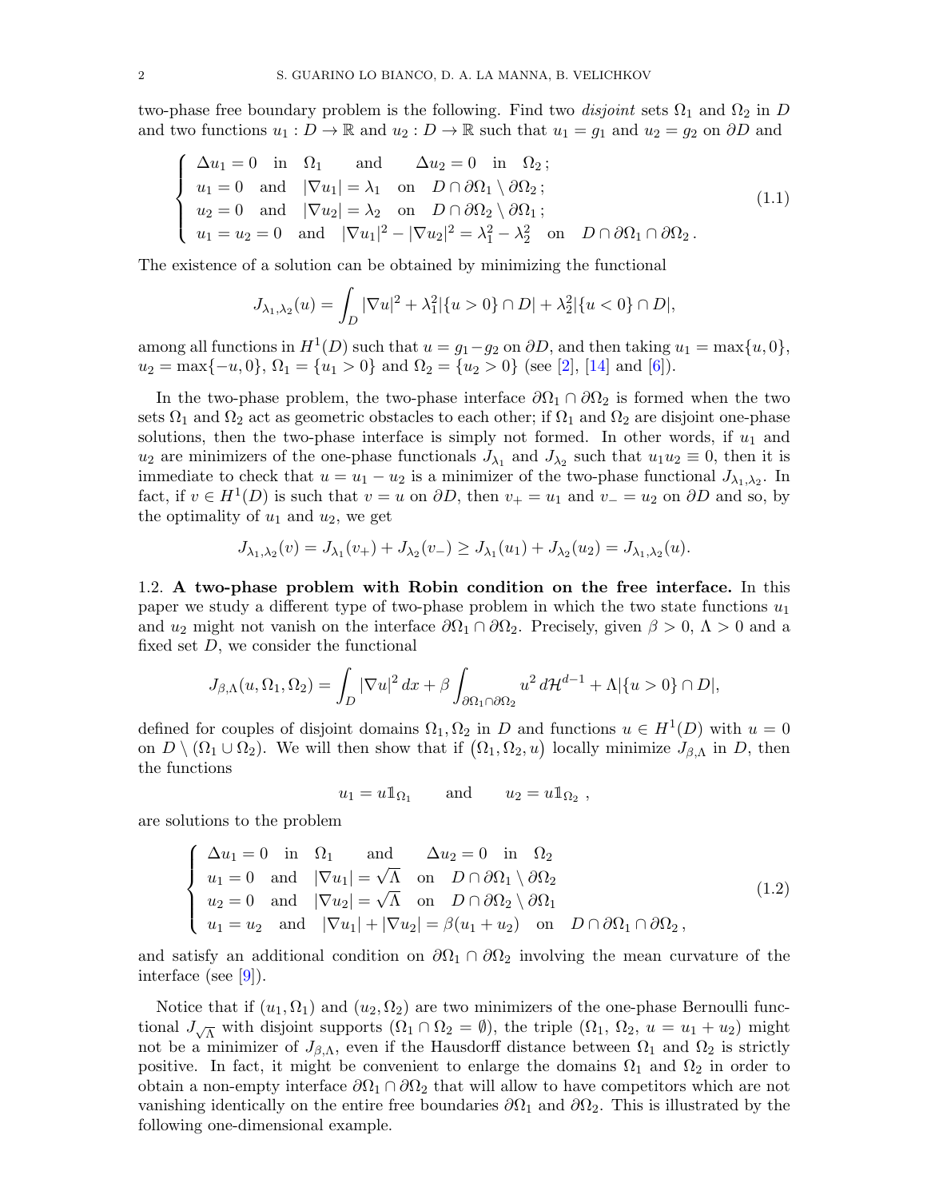two-phase free boundary problem is the following. Find two *disjoint* sets $\Omega_1$ and $\Omega_2$ in $D$ and two functions $u_1 : D \to \mathbb{R}$ and $u_2 : D \to \mathbb{R}$ such that $u_1 = g_1$ and $u_2 = g_2$ on $\partial D$ and

$$
\begin{cases}
\Delta u_1 = 0 \quad \text{in} \quad \Omega_1 \qquad \text{and} \qquad \Delta u_2 = 0 \quad \text{in} \quad \Omega_2\,; \\
u_1 = 0 \quad \text{and} \quad |\nabla u_1| = \lambda_1 \quad \text{on} \quad D \cap \partial\Omega_1 \setminus \partial\Omega_2\,; \\
u_2 = 0 \quad \text{and} \quad |\nabla u_2| = \lambda_2 \quad \text{on} \quad D \cap \partial\Omega_2 \setminus \partial\Omega_1\,; \\
u_1 = u_2 = 0 \quad \text{and} \quad |\nabla u_1|^2 - |\nabla u_2|^2 = \lambda_1^2 - \lambda_2^2 \quad \text{on} \quad D \cap \partial\Omega_1 \cap \partial\Omega_2\,.
\end{cases}
\tag{1.1}
$$

The existence of a solution can be obtained by minimizing the functional

$$
J_{\lambda_1,\lambda_2}(u) = \int_D |\nabla u|^2 + \lambda_1^2 |\{u > 0\} \cap D| + \lambda_2^2 |\{u < 0\} \cap D|,
$$

among all functions in $H^1(D)$ such that $u = g_1 - g_2$ on $\partial D$, and then taking $u_1 = \max\{u, 0\}$, $u_2 = \max\{-u, 0\}$, $\Omega_1 = \{u_1 > 0\}$ and $\Omega_2 = \{u_2 > 0\}$ (see [2], [14] and [6]).

In the two-phase problem, the two-phase interface $\partial\Omega_1 \cap \partial\Omega_2$ is formed when the two sets $\Omega_1$ and $\Omega_2$ act as geometric obstacles to each other; if $\Omega_1$ and $\Omega_2$ are disjoint one-phase solutions, then the two-phase interface is simply not formed. In other words, if $u_1$ and $u_2$ are minimizers of the one-phase functionals $J_{\lambda_1}$ and $J_{\lambda_2}$ such that $u_1 u_2 \equiv 0$, then it is immediate to check that $u = u_1 - u_2$ is a minimizer of the two-phase functional $J_{\lambda_1,\lambda_2}$. In fact, if $v \in H^1(D)$ is such that $v = u$ on $\partial D$, then $v_+ = u_1$ and $v_- = u_2$ on $\partial D$ and so, by the optimality of $u_1$ and $u_2$, we get

$$
J_{\lambda_1,\lambda_2}(v) = J_{\lambda_1}(v_+) + J_{\lambda_2}(v_-) \geq J_{\lambda_1}(u_1) + J_{\lambda_2}(u_2) = J_{\lambda_1,\lambda_2}(u).
$$

1.2. **A two-phase problem with Robin condition on the free interface.** In this paper we study a different type of two-phase problem in which the two state functions $u_1$ and $u_2$ might not vanish on the interface $\partial\Omega_1 \cap \partial\Omega_2$. Precisely, given $\beta > 0$, $\Lambda > 0$ and a fixed set $D$, we consider the functional

$$
J_{\beta,\Lambda}(u, \Omega_1, \Omega_2) = \int_D |\nabla u|^2 \, dx + \beta \int_{\partial\Omega_1 \cap \partial\Omega_2} u^2 \, d\mathcal{H}^{d-1} + \Lambda |\{u > 0\} \cap D|,
$$

defined for couples of disjoint domains $\Omega_1, \Omega_2$ in $D$ and functions $u \in H^1(D)$ with $u = 0$ on $D \setminus (\Omega_1 \cup \Omega_2)$. We will then show that if $(\Omega_1, \Omega_2, u)$ locally minimize $J_{\beta,\Lambda}$ in $D$, then the functions

$$
u_1 = u\mathbb{1}_{\Omega_1} \qquad \text{and} \qquad u_2 = u\mathbb{1}_{\Omega_2}\,,
$$

are solutions to the problem

$$
\begin{cases}
\Delta u_1 = 0 \quad \text{in} \quad \Omega_1 \qquad \text{and} \qquad \Delta u_2 = 0 \quad \text{in} \quad \Omega_2 \\
u_1 = 0 \quad \text{and} \quad |\nabla u_1| = \sqrt{\Lambda} \quad \text{on} \quad D \cap \partial\Omega_1 \setminus \partial\Omega_2 \\
u_2 = 0 \quad \text{and} \quad |\nabla u_2| = \sqrt{\Lambda} \quad \text{on} \quad D \cap \partial\Omega_2 \setminus \partial\Omega_1 \\
u_1 = u_2 \quad \text{and} \quad |\nabla u_1| + |\nabla u_2| = \beta(u_1 + u_2) \quad \text{on} \quad D \cap \partial\Omega_1 \cap \partial\Omega_2\,,
\end{cases}
\tag{1.2}
$$

and satisfy an additional condition on $\partial\Omega_1 \cap \partial\Omega_2$ involving the mean curvature of the interface (see [9]).

Notice that if $(u_1, \Omega_1)$ and $(u_2, \Omega_2)$ are two minimizers of the one-phase Bernoulli functional $J_{\sqrt{\Lambda}}$ with disjoint supports ($\Omega_1 \cap \Omega_2 = \emptyset$), the triple ($\Omega_1$, $\Omega_2$, $u = u_1 + u_2$) might not be a minimizer of $J_{\beta,\Lambda}$, even if the Hausdorff distance between $\Omega_1$ and $\Omega_2$ is strictly positive. In fact, it might be convenient to enlarge the domains $\Omega_1$ and $\Omega_2$ in order to obtain a non-empty interface $\partial\Omega_1 \cap \partial\Omega_2$ that will allow to have competitors which are not vanishing identically on the entire free boundaries $\partial\Omega_1$ and $\partial\Omega_2$. This is illustrated by the following one-dimensional example.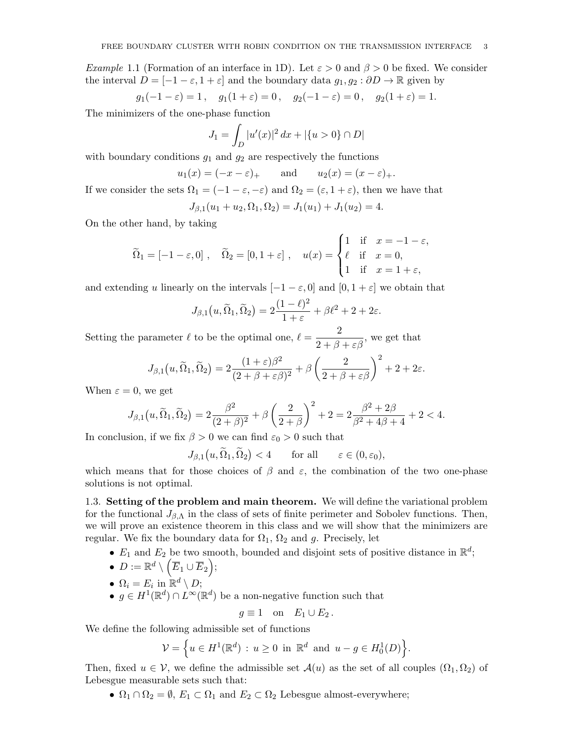*Example* 1.1 (Formation of an interface in 1D). Let $\varepsilon > 0$ and $\beta > 0$ be fixed. We consider the interval $D = [-1-\varepsilon, 1+\varepsilon]$ and the boundary data $g_1, g_2 : \partial D \to \mathbb{R}$ given by

$$g_1(-1-\varepsilon) = 1\,, \quad g_1(1+\varepsilon) = 0\,, \quad g_2(-1-\varepsilon) = 0\,, \quad g_2(1+\varepsilon) = 1.$$

The minimizers of the one-phase function

$$J_1 = \int_D |u'(x)|^2\,dx + |\{u > 0\} \cap D|$$

with boundary conditions $g_1$ and $g_2$ are respectively the functions

$$u_1(x) = (-x-\varepsilon)_+ \qquad \text{and} \qquad u_2(x) = (x-\varepsilon)_+.$$

If we consider the sets $\Omega_1 = (-1-\varepsilon, -\varepsilon)$ and $\Omega_2 = (\varepsilon, 1+\varepsilon)$, then we have that

$$J_{\beta,1}(u_1 + u_2, \Omega_1, \Omega_2) = J_1(u_1) + J_1(u_2) = 4.$$

On the other hand, by taking

$$\widetilde{\Omega}_1 = [-1-\varepsilon, 0]\,, \quad \widetilde{\Omega}_2 = [0, 1+\varepsilon]\,, \quad u(x) = \begin{cases} 1 & \text{if} \quad x = -1-\varepsilon, \\ \ell & \text{if} \quad x = 0, \\ 1 & \text{if} \quad x = 1+\varepsilon, \end{cases}$$

and extending $u$ linearly on the intervals $[-1-\varepsilon, 0]$ and $[0, 1+\varepsilon]$ we obtain that

$$J_{\beta,1}\big(u, \widetilde{\Omega}_1, \widetilde{\Omega}_2\big) = 2\frac{(1-\ell)^2}{1+\varepsilon} + \beta\ell^2 + 2 + 2\varepsilon.$$

Setting the parameter $\ell$ to be the optimal one, $\ell = \dfrac{2}{2+\beta+\varepsilon\beta}$, we get that

$$J_{\beta,1}\big(u, \widetilde{\Omega}_1, \widetilde{\Omega}_2\big) = 2\frac{(1+\varepsilon)\beta^2}{(2+\beta+\varepsilon\beta)^2} + \beta\left(\frac{2}{2+\beta+\varepsilon\beta}\right)^2 + 2 + 2\varepsilon.$$

When $\varepsilon = 0$, we get

$$J_{\beta,1}\big(u, \widetilde{\Omega}_1, \widetilde{\Omega}_2\big) = 2\frac{\beta^2}{(2+\beta)^2} + \beta\left(\frac{2}{2+\beta}\right)^2 + 2 = 2\frac{\beta^2 + 2\beta}{\beta^2 + 4\beta + 4} + 2 < 4.$$

In conclusion, if we fix $\beta > 0$ we can find $\varepsilon_0 > 0$ such that

$$J_{\beta,1}\big(u, \widetilde{\Omega}_1, \widetilde{\Omega}_2\big) < 4 \qquad \text{for all} \qquad \varepsilon \in (0, \varepsilon_0),$$

which means that for those choices of $\beta$ and $\varepsilon$, the combination of the two one-phase solutions is not optimal.

### 1.3. **Setting of the problem and main theorem.**

We will define the variational problem for the functional $J_{\beta,\Lambda}$ in the class of sets of finite perimeter and Sobolev functions. Then, we will prove an existence theorem in this class and we will show that the minimizers are regular. We fix the boundary data for $\Omega_1$, $\Omega_2$ and $g$. Precisely, let

- $E_1$ and $E_2$ be two smooth, bounded and disjoint sets of positive distance in $\mathbb{R}^d$;
- $D := \mathbb{R}^d \setminus \left(\overline{E}_1 \cup \overline{E}_2\right)$;
- $\Omega_i = E_i$ in $\mathbb{R}^d \setminus D$;
- $g \in H^1(\mathbb{R}^d) \cap L^\infty(\mathbb{R}^d)$ be a non-negative function such that

$$g \equiv 1 \quad \text{on} \quad E_1 \cup E_2\,.$$

We define the following admissible set of functions

$$\mathcal{V} = \Big\{ u \in H^1(\mathbb{R}^d) \,:\, u \geq 0 \,\text{ in }\, \mathbb{R}^d \,\text{ and }\, u - g \in H^1_0(D) \Big\}.$$

Then, fixed $u \in \mathcal{V}$, we define the admissible set $\mathcal{A}(u)$ as the set of all couples $(\Omega_1, \Omega_2)$ of Lebesgue measurable sets such that:

- $\Omega_1 \cap \Omega_2 = \emptyset$, $E_1 \subset \Omega_1$ and $E_2 \subset \Omega_2$ Lebesgue almost-everywhere;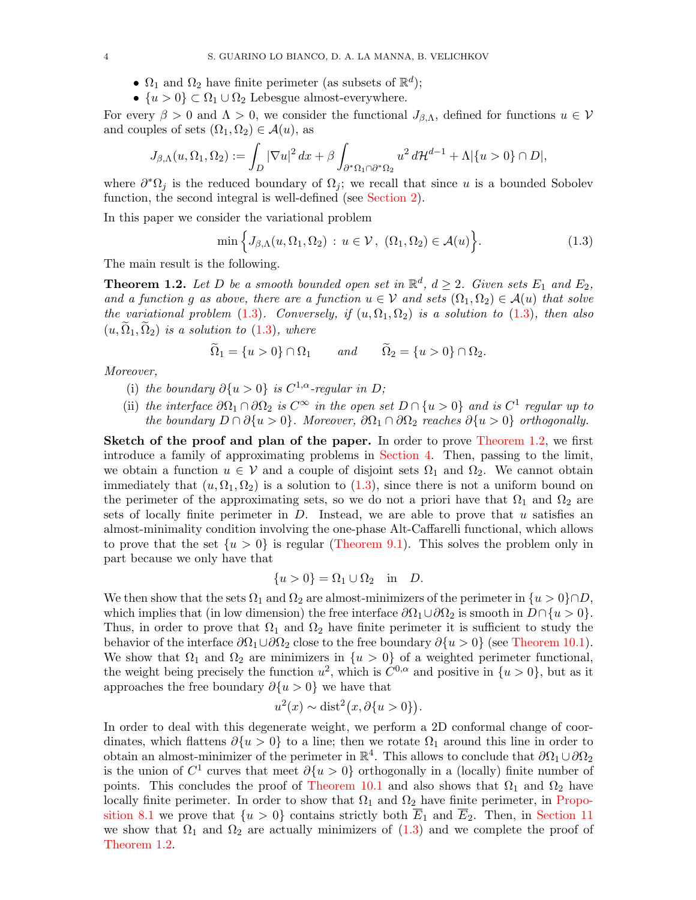- $\Omega_1$ and $\Omega_2$ have finite perimeter (as subsets of $\mathbb{R}^d$);
- $\{u > 0\} \subset \Omega_1 \cup \Omega_2$ Lebesgue almost-everywhere.

For every $\beta > 0$ and $\Lambda > 0$, we consider the functional $J_{\beta,\Lambda}$, defined for functions $u \in \mathcal{V}$ and couples of sets $(\Omega_1, \Omega_2) \in \mathcal{A}(u)$, as

$$J_{\beta,\Lambda}(u, \Omega_1, \Omega_2) := \int_D |\nabla u|^2 \, dx + \beta \int_{\partial^*\Omega_1 \cap \partial^*\Omega_2} u^2 \, d\mathcal{H}^{d-1} + \Lambda |\{u > 0\} \cap D|,$$

where $\partial^*\Omega_j$ is the reduced boundary of $\Omega_j$; we recall that since $u$ is a bounded Sobolev function, the second integral is well-defined (see Section 2).

In this paper we consider the variational problem

$$\min \Big\{ J_{\beta,\Lambda}(u, \Omega_1, \Omega_2) \,:\, u \in \mathcal{V}, \ (\Omega_1, \Omega_2) \in \mathcal{A}(u) \Big\}. \tag{1.3}$$

The main result is the following.

**Theorem 1.2.** *Let $D$ be a smooth bounded open set in $\mathbb{R}^d$, $d \geq 2$. Given sets $E_1$ and $E_2$, and a function $g$ as above, there are a function $u \in \mathcal{V}$ and sets $(\Omega_1, \Omega_2) \in \mathcal{A}(u)$ that solve the variational problem (1.3). Conversely, if $(u, \Omega_1, \Omega_2)$ is a solution to (1.3), then also $(u, \widetilde{\Omega}_1, \widetilde{\Omega}_2)$ is a solution to (1.3), where*

$$\widetilde{\Omega}_1 = \{u > 0\} \cap \Omega_1 \qquad \text{and} \qquad \widetilde{\Omega}_2 = \{u > 0\} \cap \Omega_2.$$

*Moreover,*

(i) *the boundary $\partial\{u > 0\}$ is $C^{1,\alpha}$-regular in $D$;*

(ii) *the interface $\partial\Omega_1 \cap \partial\Omega_2$ is $C^\infty$ in the open set $D \cap \{u > 0\}$ and is $C^1$ regular up to the boundary $D \cap \partial\{u > 0\}$. Moreover, $\partial\Omega_1 \cap \partial\Omega_2$ reaches $\partial\{u > 0\}$ orthogonally.*

**Sketch of the proof and plan of the paper.** In order to prove Theorem 1.2, we first introduce a family of approximating problems in Section 4. Then, passing to the limit, we obtain a function $u \in \mathcal{V}$ and a couple of disjoint sets $\Omega_1$ and $\Omega_2$. We cannot obtain immediately that $(u, \Omega_1, \Omega_2)$ is a solution to (1.3), since there is not a uniform bound on the perimeter of the approximating sets, so we do not a priori have that $\Omega_1$ and $\Omega_2$ are sets of locally finite perimeter in $D$. Instead, we are able to prove that $u$ satisfies an almost-minimality condition involving the one-phase Alt-Caffarelli functional, which allows to prove that the set $\{u > 0\}$ is regular (Theorem 9.1). This solves the problem only in part because we only have that

$$\{u > 0\} = \Omega_1 \cup \Omega_2 \quad \text{in} \quad D.$$

We then show that the sets $\Omega_1$ and $\Omega_2$ are almost-minimizers of the perimeter in $\{u > 0\} \cap D$, which implies that (in low dimension) the free interface $\partial\Omega_1 \cup \partial\Omega_2$ is smooth in $D \cap \{u > 0\}$. Thus, in order to prove that $\Omega_1$ and $\Omega_2$ have finite perimeter it is sufficient to study the behavior of the interface $\partial\Omega_1 \cup \partial\Omega_2$ close to the free boundary $\partial\{u > 0\}$ (see Theorem 10.1). We show that $\Omega_1$ and $\Omega_2$ are minimizers in $\{u > 0\}$ of a weighted perimeter functional, the weight being precisely the function $u^2$, which is $C^{0,\alpha}$ and positive in $\{u > 0\}$, but as it approaches the free boundary $\partial\{u > 0\}$ we have that

$$u^2(x) \sim \operatorname{dist}^2\big(x, \partial\{u > 0\}\big).$$

In order to deal with this degenerate weight, we perform a 2D conformal change of coordinates, which flattens $\partial\{u > 0\}$ to a line; then we rotate $\Omega_1$ around this line in order to obtain an almost-minimizer of the perimeter in $\mathbb{R}^4$. This allows to conclude that $\partial\Omega_1 \cup \partial\Omega_2$ is the union of $C^1$ curves that meet $\partial\{u > 0\}$ orthogonally in a (locally) finite number of points. This concludes the proof of Theorem 10.1 and also shows that $\Omega_1$ and $\Omega_2$ have locally finite perimeter. In order to show that $\Omega_1$ and $\Omega_2$ have finite perimeter, in Proposition 8.1 we prove that $\{u > 0\}$ contains strictly both $\overline{E}_1$ and $\overline{E}_2$. Then, in Section 11 we show that $\Omega_1$ and $\Omega_2$ are actually minimizers of (1.3) and we complete the proof of Theorem 1.2.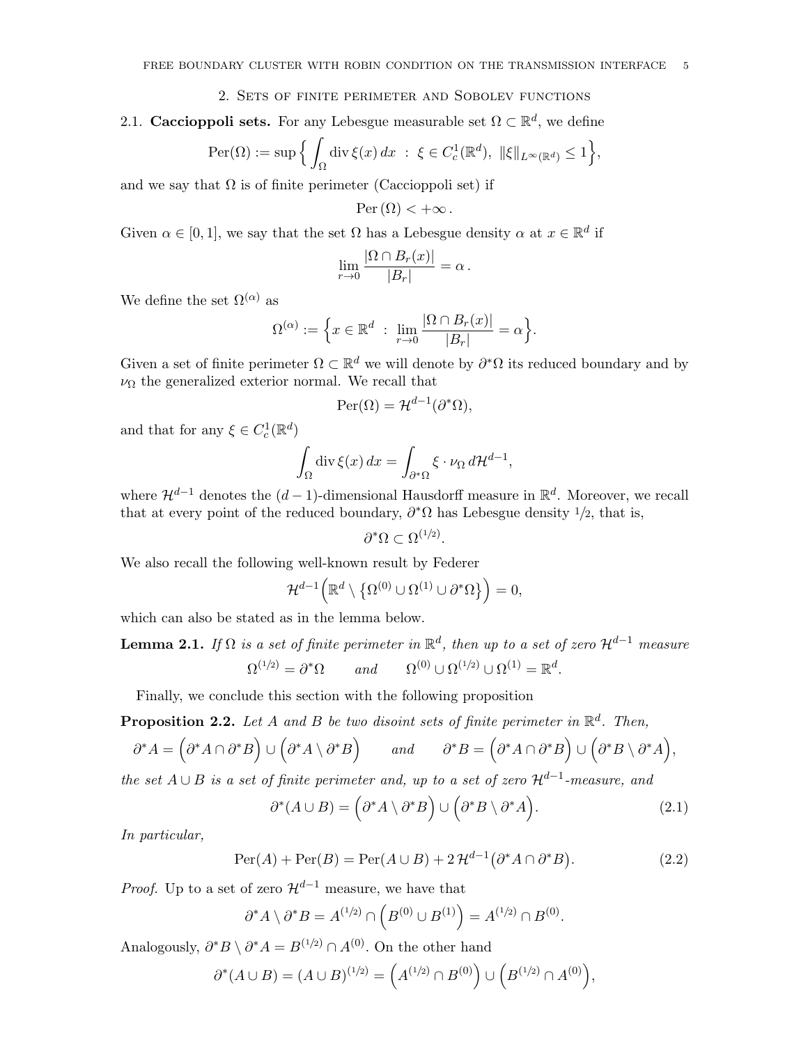## 2. Sets of finite perimeter and Sobolev functions

2.1. **Caccioppoli sets.** For any Lebesgue measurable set $\Omega \subset \mathbb{R}^d$, we define

$$\mathrm{Per}(\Omega) := \sup\Big\{ \int_\Omega \operatorname{div} \xi(x)\, dx \;:\; \xi \in C^1_c(\mathbb{R}^d),\ \|\xi\|_{L^\infty(\mathbb{R}^d)} \le 1 \Big\},$$

and we say that $\Omega$ is of finite perimeter (Caccioppoli set) if

$$\mathrm{Per}\,(\Omega) < +\infty\,.$$

Given $\alpha \in [0,1]$, we say that the set $\Omega$ has a Lebesgue density $\alpha$ at $x \in \mathbb{R}^d$ if

$$\lim_{r\to 0} \frac{|\Omega \cap B_r(x)|}{|B_r|} = \alpha\,.$$

We define the set $\Omega^{(\alpha)}$ as

$$\Omega^{(\alpha)} := \Big\{ x \in \mathbb{R}^d \;:\; \lim_{r\to 0} \frac{|\Omega \cap B_r(x)|}{|B_r|} = \alpha \Big\}.$$

Given a set of finite perimeter $\Omega \subset \mathbb{R}^d$ we will denote by $\partial^*\Omega$ its reduced boundary and by $\nu_\Omega$ the generalized exterior normal. We recall that

$$\mathrm{Per}(\Omega) = \mathcal{H}^{d-1}(\partial^*\Omega),$$

and that for any $\xi \in C^1_c(\mathbb{R}^d)$

$$\int_\Omega \operatorname{div} \xi(x)\, dx = \int_{\partial^*\Omega} \xi \cdot \nu_\Omega \, d\mathcal{H}^{d-1},$$

where $\mathcal{H}^{d-1}$ denotes the $(d-1)$-dimensional Hausdorff measure in $\mathbb{R}^d$. Moreover, we recall that at every point of the reduced boundary, $\partial^*\Omega$ has Lebesgue density $1/2$, that is,

$$\partial^*\Omega \subset \Omega^{(1/2)}.$$

We also recall the following well-known result by Federer

$$\mathcal{H}^{d-1}\Big(\mathbb{R}^d \setminus \big\{\Omega^{(0)} \cup \Omega^{(1)} \cup \partial^*\Omega\big\}\Big) = 0,$$

which can also be stated as in the lemma below.

**Lemma 2.1.** *If $\Omega$ is a set of finite perimeter in $\mathbb{R}^d$, then up to a set of zero $\mathcal{H}^{d-1}$ measure*

$$\Omega^{(1/2)} = \partial^*\Omega \qquad \textit{and} \qquad \Omega^{(0)} \cup \Omega^{(1/2)} \cup \Omega^{(1)} = \mathbb{R}^d.$$

Finally, we conclude this section with the following proposition

**Proposition 2.2.** *Let $A$ and $B$ be two disoint sets of finite perimeter in $\mathbb{R}^d$. Then,*

$$\partial^* A = \Big(\partial^* A \cap \partial^* B\Big) \cup \Big(\partial^* A \setminus \partial^* B\Big) \qquad \textit{and} \qquad \partial^* B = \Big(\partial^* A \cap \partial^* B\Big) \cup \Big(\partial^* B \setminus \partial^* A\Big),$$

*the set $A \cup B$ is a set of finite perimeter and, up to a set of zero $\mathcal{H}^{d-1}$-measure, and*

$$\partial^*(A \cup B) = \Big(\partial^* A \setminus \partial^* B\Big) \cup \Big(\partial^* B \setminus \partial^* A\Big). \tag{2.1}$$

*In particular,*

$$\mathrm{Per}(A) + \mathrm{Per}(B) = \mathrm{Per}(A \cup B) + 2\,\mathcal{H}^{d-1}\big(\partial^* A \cap \partial^* B\big). \tag{2.2}$$

*Proof.* Up to a set of zero $\mathcal{H}^{d-1}$ measure, we have that

$$\partial^* A \setminus \partial^* B = A^{(1/2)} \cap \Big(B^{(0)} \cup B^{(1)}\Big) = A^{(1/2)} \cap B^{(0)}.$$

Analogously, $\partial^* B \setminus \partial^* A = B^{(1/2)} \cap A^{(0)}$. On the other hand

$$\partial^*(A \cup B) = (A \cup B)^{(1/2)} = \Big(A^{(1/2)} \cap B^{(0)}\Big) \cup \Big(B^{(1/2)} \cap A^{(0)}\Big),$$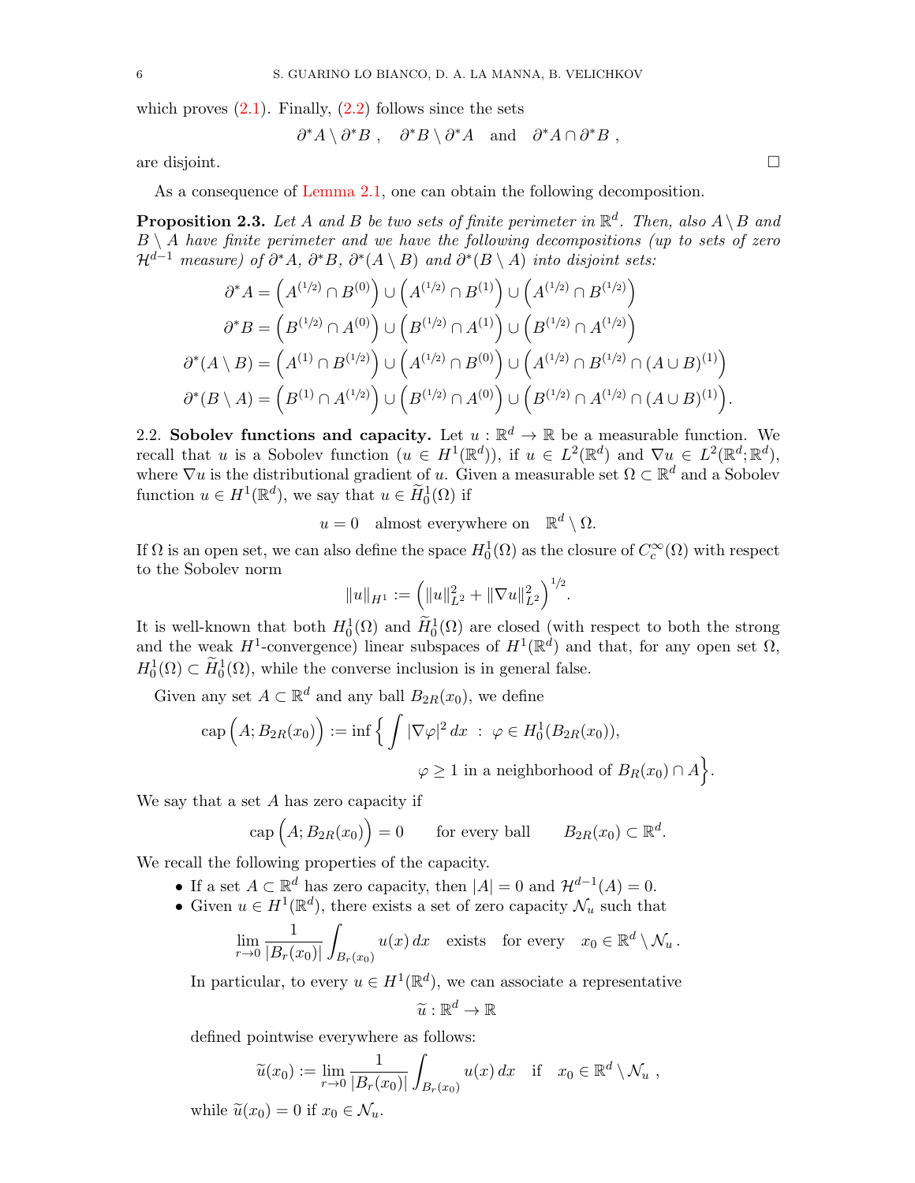which proves (2.1). Finally, (2.2) follows since the sets

$$\partial^* A \setminus \partial^* B \ , \quad \partial^* B \setminus \partial^* A \quad \text{and} \quad \partial^* A \cap \partial^* B \ ,$$

are disjoint. $\square$

As a consequence of Lemma 2.1, one can obtain the following decomposition.

**Proposition 2.3.** *Let $A$ and $B$ be two sets of finite perimeter in $\mathbb{R}^d$. Then, also $A \setminus B$ and $B \setminus A$ have finite perimeter and we have the following decompositions (up to sets of zero $\mathcal{H}^{d-1}$ measure) of $\partial^* A$, $\partial^* B$, $\partial^*(A \setminus B)$ and $\partial^*(B \setminus A)$ into disjoint sets:*

$$\partial^* A = \Big(A^{(1/2)} \cap B^{(0)}\Big) \cup \Big(A^{(1/2)} \cap B^{(1)}\Big) \cup \Big(A^{(1/2)} \cap B^{(1/2)}\Big)$$

$$\partial^* B = \Big(B^{(1/2)} \cap A^{(0)}\Big) \cup \Big(B^{(1/2)} \cap A^{(1)}\Big) \cup \Big(B^{(1/2)} \cap A^{(1/2)}\Big)$$

$$\partial^*(A \setminus B) = \Big(A^{(1)} \cap B^{(1/2)}\Big) \cup \Big(A^{(1/2)} \cap B^{(0)}\Big) \cup \Big(A^{(1/2)} \cap B^{(1/2)} \cap (A \cup B)^{(1)}\Big)$$

$$\partial^*(B \setminus A) = \Big(B^{(1)} \cap A^{(1/2)}\Big) \cup \Big(B^{(1/2)} \cap A^{(0)}\Big) \cup \Big(B^{(1/2)} \cap A^{(1/2)} \cap (A \cup B)^{(1)}\Big).$$

2.2. **Sobolev functions and capacity.** Let $u : \mathbb{R}^d \to \mathbb{R}$ be a measurable function. We recall that $u$ is a Sobolev function ($u \in H^1(\mathbb{R}^d)$), if $u \in L^2(\mathbb{R}^d)$ and $\nabla u \in L^2(\mathbb{R}^d; \mathbb{R}^d)$, where $\nabla u$ is the distributional gradient of $u$. Given a measurable set $\Omega \subset \mathbb{R}^d$ and a Sobolev function $u \in H^1(\mathbb{R}^d)$, we say that $u \in \widetilde{H}^1_0(\Omega)$ if

$$u = 0 \quad \text{almost everywhere on} \quad \mathbb{R}^d \setminus \Omega.$$

If $\Omega$ is an open set, we can also define the space $H^1_0(\Omega)$ as the closure of $C^\infty_c(\Omega)$ with respect to the Sobolev norm

$$\|u\|_{H^1} := \Big(\|u\|^2_{L^2} + \|\nabla u\|^2_{L^2}\Big)^{1/2}.$$

It is well-known that both $H^1_0(\Omega)$ and $\widetilde{H}^1_0(\Omega)$ are closed (with respect to both the strong and the weak $H^1$-convergence) linear subspaces of $H^1(\mathbb{R}^d)$ and that, for any open set $\Omega$, $H^1_0(\Omega) \subset \widetilde{H}^1_0(\Omega)$, while the converse inclusion is in general false.

Given any set $A \subset \mathbb{R}^d$ and any ball $B_{2R}(x_0)$, we define

$$\text{cap}\Big(A; B_{2R}(x_0)\Big) := \inf\Big\{ \int |\nabla \varphi|^2 \, dx \ : \ \varphi \in H^1_0(B_{2R}(x_0)),$$
$$\varphi \geq 1 \text{ in a neighborhood of } B_R(x_0) \cap A \Big\}.$$

We say that a set $A$ has zero capacity if

$$\text{cap}\Big(A; B_{2R}(x_0)\Big) = 0 \qquad \text{for every ball} \qquad B_{2R}(x_0) \subset \mathbb{R}^d.$$

We recall the following properties of the capacity.

- If a set $A \subset \mathbb{R}^d$ has zero capacity, then $|A| = 0$ and $\mathcal{H}^{d-1}(A) = 0$.
- Given $u \in H^1(\mathbb{R}^d)$, there exists a set of zero capacity $\mathcal{N}_u$ such that

$$\lim_{r \to 0} \frac{1}{|B_r(x_0)|} \int_{B_r(x_0)} u(x) \, dx \quad \text{exists} \quad \text{for every} \quad x_0 \in \mathbb{R}^d \setminus \mathcal{N}_u \, .$$

  In particular, to every $u \in H^1(\mathbb{R}^d)$, we can associate a representative

$$\widetilde{u} : \mathbb{R}^d \to \mathbb{R}$$

  defined pointwise everywhere as follows:

$$\widetilde{u}(x_0) := \lim_{r \to 0} \frac{1}{|B_r(x_0)|} \int_{B_r(x_0)} u(x) \, dx \quad \text{if} \quad x_0 \in \mathbb{R}^d \setminus \mathcal{N}_u \ ,$$

  while $\widetilde{u}(x_0) = 0$ if $x_0 \in \mathcal{N}_u$.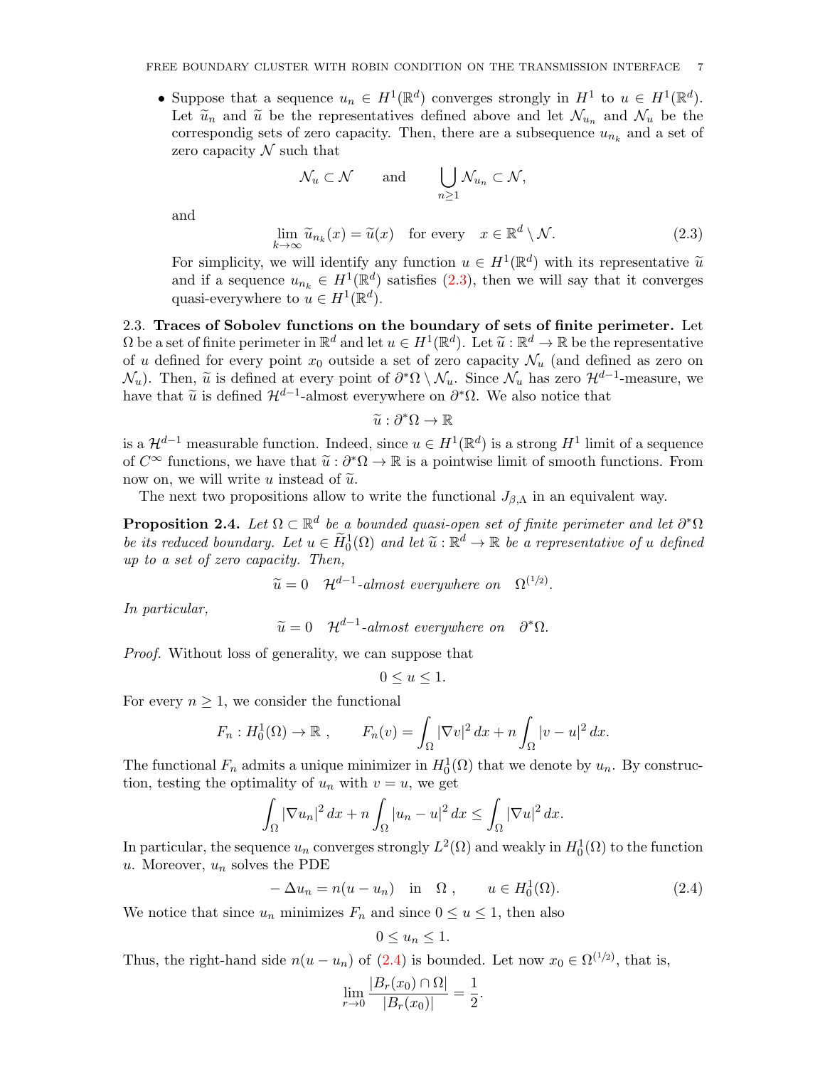- Suppose that a sequence $u_n \in H^1(\mathbb{R}^d)$ converges strongly in $H^1$ to $u \in H^1(\mathbb{R}^d)$. Let $\widetilde{u}_n$ and $\widetilde{u}$ be the representatives defined above and let $\mathcal{N}_{u_n}$ and $\mathcal{N}_u$ be the correspondig sets of zero capacity. Then, there are a subsequence $u_{n_k}$ and a set of zero capacity $\mathcal{N}$ such that

$$\mathcal{N}_u \subset \mathcal{N} \qquad \text{and} \qquad \bigcup_{n\geq 1} \mathcal{N}_{u_n} \subset \mathcal{N},$$

and

$$\lim_{k\to\infty} \widetilde{u}_{n_k}(x) = \widetilde{u}(x) \quad \text{for every} \quad x \in \mathbb{R}^d \setminus \mathcal{N}. \tag{2.3}$$

For simplicity, we will identify any function $u \in H^1(\mathbb{R}^d)$ with its representative $\widetilde{u}$ and if a sequence $u_{n_k} \in H^1(\mathbb{R}^d)$ satisfies (2.3), then we will say that it converges quasi-everywhere to $u \in H^1(\mathbb{R}^d)$.

2.3. **Traces of Sobolev functions on the boundary of sets of finite perimeter.** Let $\Omega$ be a set of finite perimeter in $\mathbb{R}^d$ and let $u \in H^1(\mathbb{R}^d)$. Let $\widetilde{u} : \mathbb{R}^d \to \mathbb{R}$ be the representative of $u$ defined for every point $x_0$ outside a set of zero capacity $\mathcal{N}_u$ (and defined as zero on $\mathcal{N}_u$). Then, $\widetilde{u}$ is defined at every point of $\partial^*\Omega \setminus \mathcal{N}_u$. Since $\mathcal{N}_u$ has zero $\mathcal{H}^{d-1}$-measure, we have that $\widetilde{u}$ is defined $\mathcal{H}^{d-1}$-almost everywhere on $\partial^*\Omega$. We also notice that

$$\widetilde{u} : \partial^*\Omega \to \mathbb{R}$$

is a $\mathcal{H}^{d-1}$ measurable function. Indeed, since $u \in H^1(\mathbb{R}^d)$ is a strong $H^1$ limit of a sequence of $C^\infty$ functions, we have that $\widetilde{u} : \partial^*\Omega \to \mathbb{R}$ is a pointwise limit of smooth functions. From now on, we will write $u$ instead of $\widetilde{u}$.

The next two propositions allow to write the functional $J_{\beta,\Lambda}$ in an equivalent way.

**Proposition 2.4.** *Let $\Omega \subset \mathbb{R}^d$ be a bounded quasi-open set of finite perimeter and let $\partial^*\Omega$ be its reduced boundary. Let $u \in \widetilde{H}^1_0(\Omega)$ and let $\widetilde{u} : \mathbb{R}^d \to \mathbb{R}$ be a representative of $u$ defined up to a set of zero capacity. Then,*

$$\widetilde{u} = 0 \quad \mathcal{H}^{d-1}\text{-almost everywhere on} \quad \Omega^{(1/2)}.$$

*In particular,*

$$\widetilde{u} = 0 \quad \mathcal{H}^{d-1}\text{-almost everywhere on} \quad \partial^*\Omega.$$

*Proof.* Without loss of generality, we can suppose that

$$0 \leq u \leq 1.$$

For every $n \geq 1$, we consider the functional

$$F_n : H^1_0(\Omega) \to \mathbb{R} \ , \qquad F_n(v) = \int_\Omega |\nabla v|^2\,dx + n\int_\Omega |v-u|^2\,dx.$$

The functional $F_n$ admits a unique minimizer in $H^1_0(\Omega)$ that we denote by $u_n$. By construction, testing the optimality of $u_n$ with $v = u$, we get

$$\int_\Omega |\nabla u_n|^2\,dx + n\int_\Omega |u_n - u|^2\,dx \leq \int_\Omega |\nabla u|^2\,dx.$$

In particular, the sequence $u_n$ converges strongly $L^2(\Omega)$ and weakly in $H^1_0(\Omega)$ to the function $u$. Moreover, $u_n$ solves the PDE

$$-\Delta u_n = n(u - u_n) \quad \text{in} \quad \Omega \ , \qquad u \in H^1_0(\Omega). \tag{2.4}$$

We notice that since $u_n$ minimizes $F_n$ and since $0 \leq u \leq 1$, then also

$$0 \leq u_n \leq 1.$$

Thus, the right-hand side $n(u - u_n)$ of (2.4) is bounded. Let now $x_0 \in \Omega^{(1/2)}$, that is,

$$\lim_{r\to 0} \frac{|B_r(x_0) \cap \Omega|}{|B_r(x_0)|} = \frac{1}{2}.$$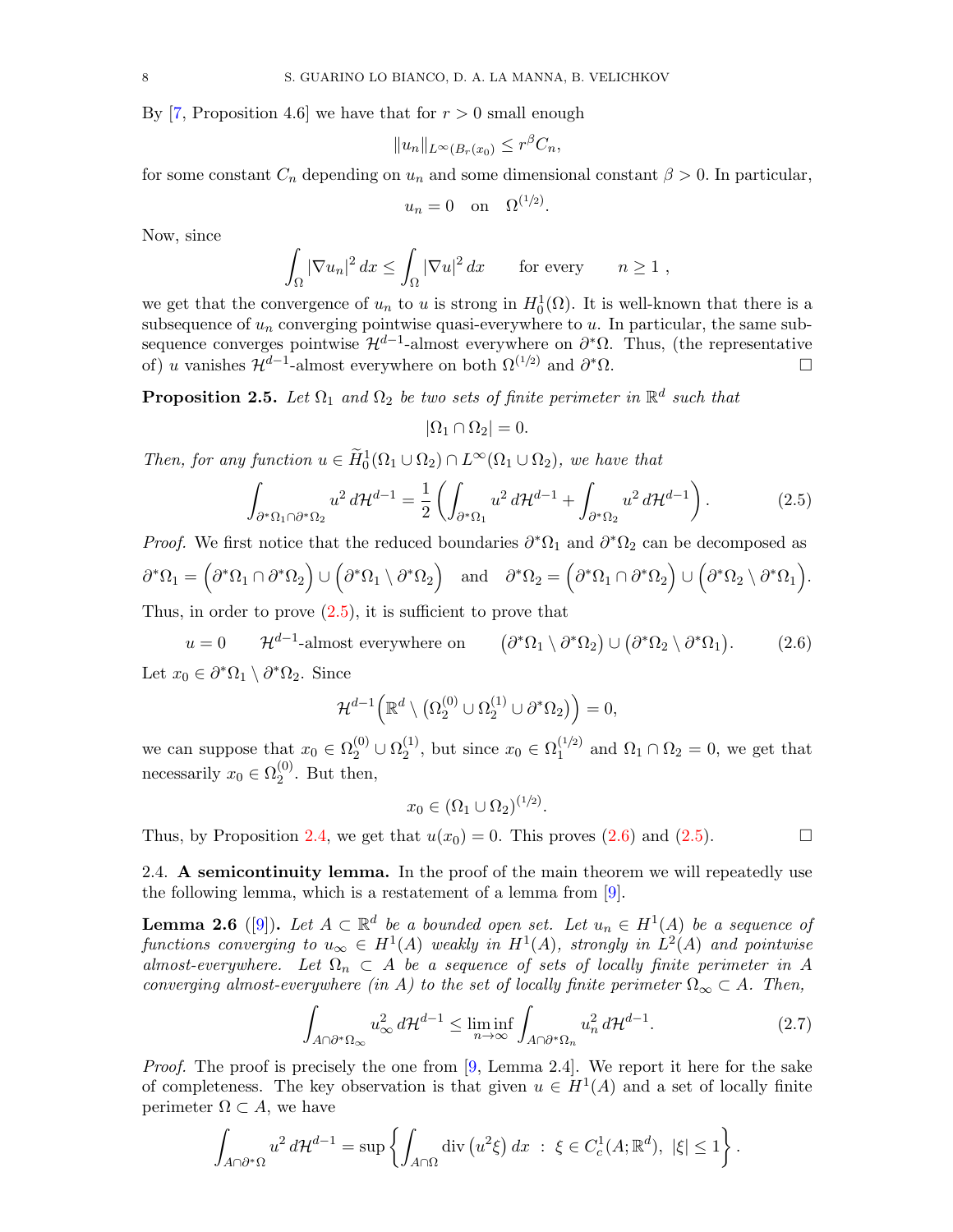By [7, Proposition 4.6] we have that for $r > 0$ small enough

$$\|u_n\|_{L^\infty(B_r(x_0))} \le r^\beta C_n,$$

for some constant $C_n$ depending on $u_n$ and some dimensional constant $\beta > 0$. In particular,

$$u_n = 0 \quad \text{on} \quad \Omega^{(1/2)}.$$

Now, since

$$\int_\Omega |\nabla u_n|^2\,dx \le \int_\Omega |\nabla u|^2\,dx \qquad \text{for every} \qquad n \ge 1\ ,$$

we get that the convergence of $u_n$ to $u$ is strong in $H^1_0(\Omega)$. It is well-known that there is a subsequence of $u_n$ converging pointwise quasi-everywhere to $u$. In particular, the same subsequence converges pointwise $\mathcal{H}^{d-1}$-almost everywhere on $\partial^*\Omega$. Thus, (the representative of) $u$ vanishes $\mathcal{H}^{d-1}$-almost everywhere on both $\Omega^{(1/2)}$ and $\partial^*\Omega$. □

**Proposition 2.5.** *Let $\Omega_1$ and $\Omega_2$ be two sets of finite perimeter in $\mathbb{R}^d$ such that*

$$|\Omega_1 \cap \Omega_2| = 0.$$

*Then, for any function $u \in \widetilde{H}^1_0(\Omega_1 \cup \Omega_2) \cap L^\infty(\Omega_1 \cup \Omega_2)$, we have that*

$$\int_{\partial^*\Omega_1 \cap \partial^*\Omega_2} u^2\,d\mathcal{H}^{d-1} = \frac{1}{2}\left(\int_{\partial^*\Omega_1} u^2\,d\mathcal{H}^{d-1} + \int_{\partial^*\Omega_2} u^2\,d\mathcal{H}^{d-1}\right). \tag{2.5}$$

*Proof.* We first notice that the reduced boundaries $\partial^*\Omega_1$ and $\partial^*\Omega_2$ can be decomposed as

$$\partial^*\Omega_1 = \Big(\partial^*\Omega_1 \cap \partial^*\Omega_2\Big) \cup \Big(\partial^*\Omega_1 \setminus \partial^*\Omega_2\Big) \quad \text{and} \quad \partial^*\Omega_2 = \Big(\partial^*\Omega_1 \cap \partial^*\Omega_2\Big) \cup \Big(\partial^*\Omega_2 \setminus \partial^*\Omega_1\Big).$$

Thus, in order to prove (2.5), it is sufficient to prove that

$$u = 0 \qquad \mathcal{H}^{d-1}\text{-almost everywhere on} \qquad \big(\partial^*\Omega_1 \setminus \partial^*\Omega_2\big) \cup \big(\partial^*\Omega_2 \setminus \partial^*\Omega_1\big). \tag{2.6}$$

Let $x_0 \in \partial^*\Omega_1 \setminus \partial^*\Omega_2$. Since

$$\mathcal{H}^{d-1}\Big(\mathbb{R}^d \setminus \big(\Omega_2^{(0)} \cup \Omega_2^{(1)} \cup \partial^*\Omega_2\big)\Big) = 0,$$

we can suppose that $x_0 \in \Omega_2^{(0)} \cup \Omega_2^{(1)}$, but since $x_0 \in \Omega_1^{(1/2)}$ and $\Omega_1 \cap \Omega_2 = 0$, we get that necessarily $x_0 \in \Omega_2^{(0)}$. But then,

$$x_0 \in (\Omega_1 \cup \Omega_2)^{(1/2)}.$$

Thus, by Proposition 2.4, we get that $u(x_0) = 0$. This proves (2.6) and (2.5). □

2.4. **A semicontinuity lemma.** In the proof of the main theorem we will repeatedly use the following lemma, which is a restatement of a lemma from [9].

**Lemma 2.6** ([9]). *Let $A \subset \mathbb{R}^d$ be a bounded open set. Let $u_n \in H^1(A)$ be a sequence of functions converging to $u_\infty \in H^1(A)$ weakly in $H^1(A)$, strongly in $L^2(A)$ and pointwise almost-everywhere. Let $\Omega_n \subset A$ be a sequence of sets of locally finite perimeter in $A$ converging almost-everywhere (in $A$) to the set of locally finite perimeter $\Omega_\infty \subset A$. Then,*

$$\int_{A \cap \partial^*\Omega_\infty} u_\infty^2\,d\mathcal{H}^{d-1} \le \liminf_{n\to\infty} \int_{A\cap\partial^*\Omega_n} u_n^2\,d\mathcal{H}^{d-1}. \tag{2.7}$$

*Proof.* The proof is precisely the one from [9, Lemma 2.4]. We report it here for the sake of completeness. The key observation is that given $u \in H^1(A)$ and a set of locally finite perimeter $\Omega \subset A$, we have

$$\int_{A\cap\partial^*\Omega} u^2\,d\mathcal{H}^{d-1} = \sup\left\{\int_{A\cap\Omega} \operatorname{div}\left(u^2\xi\right)dx \ :\ \xi \in C^1_c(A;\mathbb{R}^d),\ |\xi| \le 1\right\}.$$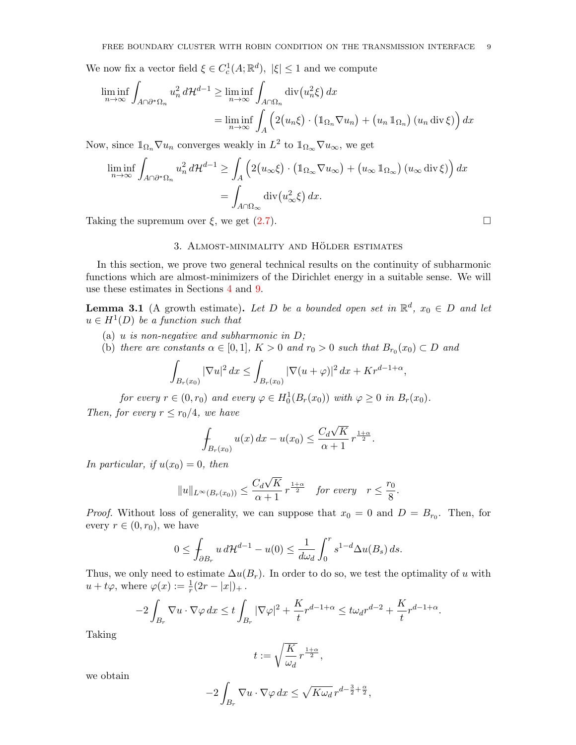We now fix a vector field $\xi \in C^1_c(A;\mathbb{R}^d)$, $|\xi| \le 1$ and we compute

$$\liminf_{n\to\infty} \int_{A\cap\partial^*\Omega_n} u_n^2\,d\mathcal{H}^{d-1} \ge \liminf_{n\to\infty} \int_{A\cap\Omega_n} \operatorname{div}\big(u_n^2\xi\big)\,dx$$
$$= \liminf_{n\to\infty} \int_A \Big(2\big(u_n\xi\big)\cdot\big(\mathbb{1}_{\Omega_n}\nabla u_n\big) + \big(u_n\,\mathbb{1}_{\Omega_n}\big)\big(u_n\operatorname{div}\xi\big)\Big)\,dx$$

Now, since $\mathbb{1}_{\Omega_n}\nabla u_n$ converges weakly in $L^2$ to $\mathbb{1}_{\Omega_\infty}\nabla u_\infty$, we get

$$\liminf_{n\to\infty} \int_{A\cap\partial^*\Omega_n} u_n^2\,d\mathcal{H}^{d-1} \ge \int_A \Big(2\big(u_\infty\xi\big)\cdot\big(\mathbb{1}_{\Omega_\infty}\nabla u_\infty\big) + \big(u_\infty\,\mathbb{1}_{\Omega_\infty}\big)\big(u_\infty\operatorname{div}\xi\big)\Big)\,dx$$
$$= \int_{A\cap\Omega_\infty} \operatorname{div}\big(u_\infty^2\xi\big)\,dx.$$

Taking the supremum over $\xi$, we get (2.7). $\square$

## 3. Almost-minimality and Hölder estimates

In this section, we prove two general technical results on the continuity of subharmonic functions which are almost-minimizers of the Dirichlet energy in a suitable sense. We will use these estimates in Sections 4 and 9.

**Lemma 3.1** (A growth estimate). *Let $D$ be a bounded open set in $\mathbb{R}^d$, $x_0 \in D$ and let $u \in H^1(D)$ be a function such that*

(a) *$u$ is non-negative and subharmonic in $D$;*
(b) *there are constants $\alpha \in [0,1]$, $K > 0$ and $r_0 > 0$ such that $B_{r_0}(x_0) \subset D$ and*

$$\int_{B_r(x_0)} |\nabla u|^2\,dx \le \int_{B_r(x_0)} |\nabla(u+\varphi)|^2\,dx + Kr^{d-1+\alpha},$$

*for every $r \in (0, r_0)$ and every $\varphi \in H^1_0(B_r(x_0))$ with $\varphi \ge 0$ in $B_r(x_0)$.*

*Then, for every $r \le r_0/4$, we have*

$$\fint_{B_r(x_0)} u(x)\,dx - u(x_0) \le \frac{C_d\sqrt{K}}{\alpha+1}\,r^{\frac{1+\alpha}{2}}.$$

*In particular, if $u(x_0) = 0$, then*

$$\|u\|_{L^\infty(B_r(x_0))} \le \frac{C_d\sqrt{K}}{\alpha+1}\,r^{\frac{1+\alpha}{2}} \quad \text{for every} \quad r \le \frac{r_0}{8}.$$

*Proof.* Without loss of generality, we can suppose that $x_0 = 0$ and $D = B_{r_0}$. Then, for every $r \in (0, r_0)$, we have

$$0 \le \fint_{\partial B_r} u\,d\mathcal{H}^{d-1} - u(0) \le \frac{1}{d\omega_d}\int_0^r s^{1-d}\Delta u(B_s)\,ds.$$

Thus, we only need to estimate $\Delta u(B_r)$. In order to do so, we test the optimality of $u$ with $u + t\varphi$, where $\varphi(x) := \frac{1}{r}(2r - |x|)_+$.

$$-2\int_{B_r} \nabla u\cdot\nabla\varphi\,dx \le t\int_{B_r} |\nabla\varphi|^2 + \frac{K}{t}r^{d-1+\alpha} \le t\omega_d r^{d-2} + \frac{K}{t}r^{d-1+\alpha}.$$

Taking

$$t := \sqrt{\frac{K}{\omega_d}}\,r^{\frac{1+\alpha}{2}},$$

we obtain

$$-2\int_{B_r} \nabla u\cdot\nabla\varphi\,dx \le \sqrt{K\omega_d}\,r^{d-\frac{3}{2}+\frac{\alpha}{2}},$$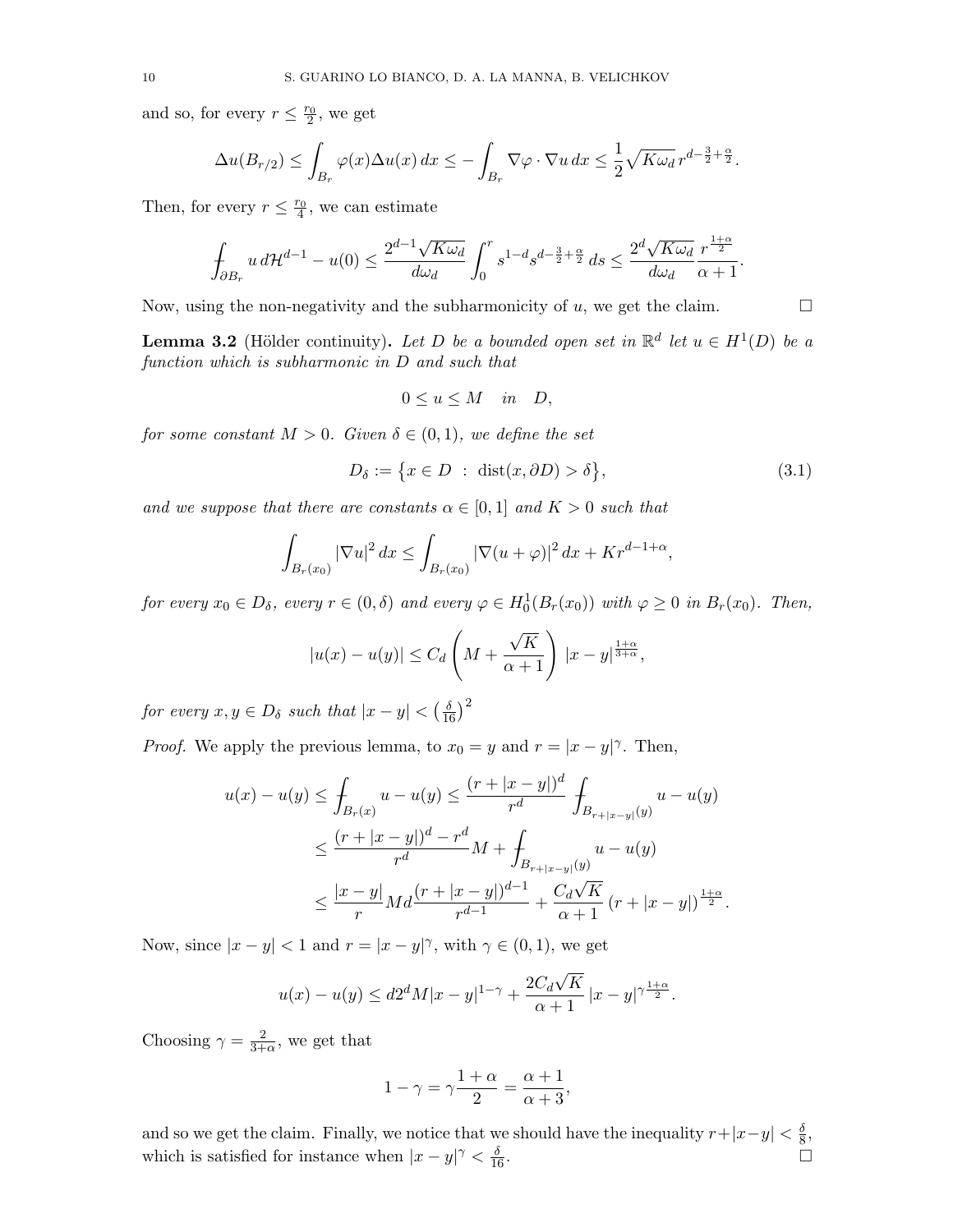and so, for every $r \leq \frac{r_0}{2}$, we get

$$\Delta u(B_{r/2}) \leq \int_{B_r} \varphi(x)\Delta u(x)\,dx \leq -\int_{B_r} \nabla\varphi\cdot\nabla u\,dx \leq \frac{1}{2}\sqrt{K\omega_d}\,r^{d-\frac{3}{2}+\frac{\alpha}{2}}.$$

Then, for every $r \leq \frac{r_0}{4}$, we can estimate

$$\fint_{\partial B_r} u\,d\mathcal{H}^{d-1} - u(0) \leq \frac{2^{d-1}\sqrt{K\omega_d}}{d\omega_d}\int_0^r s^{1-d}s^{d-\frac{3}{2}+\frac{\alpha}{2}}\,ds \leq \frac{2^d\sqrt{K\omega_d}}{d\omega_d}\frac{r^{\frac{1+\alpha}{2}}}{\alpha+1}.$$

Now, using the non-negativity and the subharmonicity of $u$, we get the claim. $\square$

**Lemma 3.2** (Hölder continuity)**.** *Let $D$ be a bounded open set in $\mathbb{R}^d$ let $u \in H^1(D)$ be a function which is subharmonic in $D$ and such that*

$$0 \leq u \leq M \quad in \quad D,$$

*for some constant $M > 0$. Given $\delta \in (0,1)$, we define the set*

$$D_\delta := \big\{x \in D \ : \ \mathrm{dist}(x, \partial D) > \delta\big\}, \tag{3.1}$$

*and we suppose that there are constants $\alpha \in [0,1]$ and $K > 0$ such that*

$$\int_{B_r(x_0)} |\nabla u|^2\,dx \leq \int_{B_r(x_0)} |\nabla(u+\varphi)|^2\,dx + Kr^{d-1+\alpha},$$

*for every $x_0 \in D_\delta$, every $r \in (0,\delta)$ and every $\varphi \in H^1_0(B_r(x_0))$ with $\varphi \geq 0$ in $B_r(x_0)$. Then,*

$$|u(x) - u(y)| \leq C_d\left(M + \frac{\sqrt{K}}{\alpha+1}\right)|x-y|^{\frac{1+\alpha}{3+\alpha}},$$

*for every $x, y \in D_\delta$ such that $|x-y| < \left(\frac{\delta}{16}\right)^2$*

*Proof.* We apply the previous lemma, to $x_0 = y$ and $r = |x-y|^\gamma$. Then,

$$\begin{aligned}
u(x) - u(y) &\leq \fint_{B_r(x)} u - u(y) \leq \frac{(r+|x-y|)^d}{r^d}\fint_{B_{r+|x-y|}(y)} u - u(y)\\
&\leq \frac{(r+|x-y|)^d - r^d}{r^d}M + \fint_{B_{r+|x-y|}(y)} u - u(y)\\
&\leq \frac{|x-y|}{r}Md\frac{(r+|x-y|)^{d-1}}{r^{d-1}} + \frac{C_d\sqrt{K}}{\alpha+1}\left(r+|x-y|\right)^{\frac{1+\alpha}{2}}.
\end{aligned}$$

Now, since $|x-y| < 1$ and $r = |x-y|^\gamma$, with $\gamma \in (0,1)$, we get

$$u(x) - u(y) \leq d2^dM|x-y|^{1-\gamma} + \frac{2C_d\sqrt{K}}{\alpha+1}|x-y|^{\gamma\frac{1+\alpha}{2}}.$$

Choosing $\gamma = \frac{2}{3+\alpha}$, we get that

$$1 - \gamma = \gamma\frac{1+\alpha}{2} = \frac{\alpha+1}{\alpha+3},$$

and so we get the claim. Finally, we notice that we should have the inequality $r + |x-y| < \frac{\delta}{8}$, which is satisfied for instance when $|x-y|^\gamma < \frac{\delta}{16}$. $\square$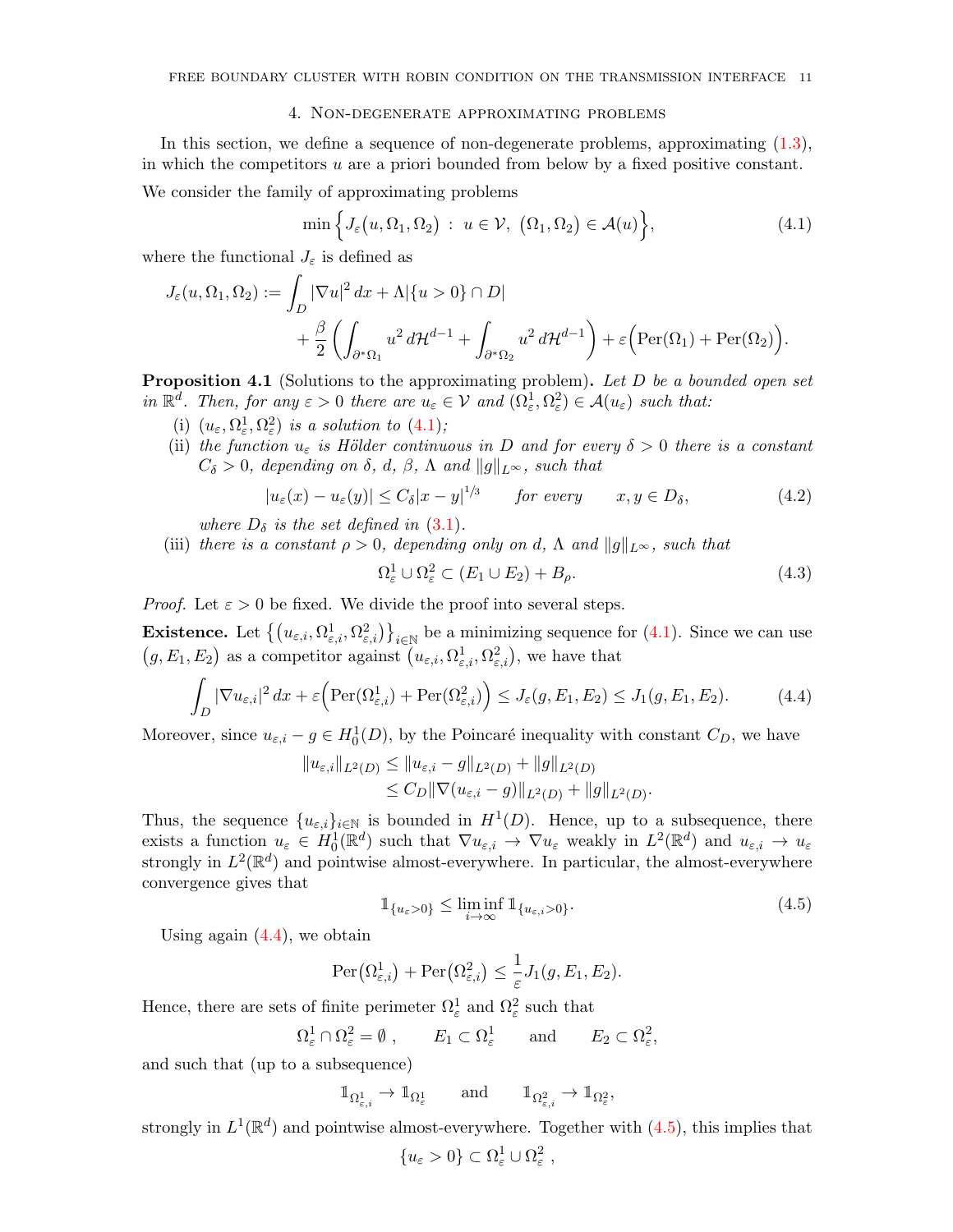## 4. Non-degenerate approximating problems

In this section, we define a sequence of non-degenerate problems, approximating (1.3), in which the competitors $u$ are a priori bounded from below by a fixed positive constant.

We consider the family of approximating problems

$$\min\Big\{J_\varepsilon\big(u,\Omega_1,\Omega_2\big)\ :\ u\in\mathcal{V},\ \big(\Omega_1,\Omega_2\big)\in\mathcal{A}(u)\Big\},\tag{4.1}$$

where the functional $J_\varepsilon$ is defined as

$$J_\varepsilon(u,\Omega_1,\Omega_2):=\int_D|\nabla u|^2\,dx+\Lambda|\{u>0\}\cap D|\\ +\frac{\beta}{2}\left(\int_{\partial^*\Omega_1}u^2\,d\mathcal{H}^{d-1}+\int_{\partial^*\Omega_2}u^2\,d\mathcal{H}^{d-1}\right)+\varepsilon\Big(\mathrm{Per}(\Omega_1)+\mathrm{Per}(\Omega_2)\Big).$$

**Proposition 4.1** (Solutions to the approximating problem)**.** *Let $D$ be a bounded open set in $\mathbb{R}^d$. Then, for any $\varepsilon>0$ there are $u_\varepsilon\in\mathcal{V}$ and $(\Omega^1_\varepsilon,\Omega^2_\varepsilon)\in\mathcal{A}(u_\varepsilon)$ such that:*

(i) *$(u_\varepsilon,\Omega^1_\varepsilon,\Omega^2_\varepsilon)$ is a solution to (4.1);*

(ii) *the function $u_\varepsilon$ is Hölder continuous in $D$ and for every $\delta>0$ there is a constant $C_\delta>0$, depending on $\delta$, $d$, $\beta$, $\Lambda$ and $\|g\|_{L^\infty}$, such that*

$$|u_\varepsilon(x)-u_\varepsilon(y)|\le C_\delta|x-y|^{1/3}\qquad\textit{for every}\qquad x,y\in D_\delta,\tag{4.2}$$

*where $D_\delta$ is the set defined in (3.1).*

(iii) *there is a constant $\rho>0$, depending only on $d$, $\Lambda$ and $\|g\|_{L^\infty}$, such that*

$$\Omega^1_\varepsilon\cup\Omega^2_\varepsilon\subset(E_1\cup E_2)+B_\rho.\tag{4.3}$$

*Proof.* Let $\varepsilon>0$ be fixed. We divide the proof into several steps.

**Existence.** Let $\big\{\big(u_{\varepsilon,i},\Omega^1_{\varepsilon,i},\Omega^2_{\varepsilon,i}\big)\big\}_{i\in\mathbb{N}}$ be a minimizing sequence for (4.1). Since we can use $\big(g,E_1,E_2\big)$ as a competitor against $\big(u_{\varepsilon,i},\Omega^1_{\varepsilon,i},\Omega^2_{\varepsilon,i}\big)$, we have that

$$\int_D|\nabla u_{\varepsilon,i}|^2\,dx+\varepsilon\Big(\mathrm{Per}(\Omega^1_{\varepsilon,i})+\mathrm{Per}(\Omega^2_{\varepsilon,i})\Big)\le J_\varepsilon(g,E_1,E_2)\le J_1(g,E_1,E_2).\tag{4.4}$$

Moreover, since $u_{\varepsilon,i}-g\in H^1_0(D)$, by the Poincaré inequality with constant $C_D$, we have

$$\begin{aligned}\|u_{\varepsilon,i}\|_{L^2(D)}&\le\|u_{\varepsilon,i}-g\|_{L^2(D)}+\|g\|_{L^2(D)}\\&\le C_D\|\nabla(u_{\varepsilon,i}-g)\|_{L^2(D)}+\|g\|_{L^2(D)}.\end{aligned}$$

Thus, the sequence $\{u_{\varepsilon,i}\}_{i\in\mathbb{N}}$ is bounded in $H^1(D)$. Hence, up to a subsequence, there exists a function $u_\varepsilon\in H^1_0(\mathbb{R}^d)$ such that $\nabla u_{\varepsilon,i}\to\nabla u_\varepsilon$ weakly in $L^2(\mathbb{R}^d)$ and $u_{\varepsilon,i}\to u_\varepsilon$ strongly in $L^2(\mathbb{R}^d)$ and pointwise almost-everywhere. In particular, the almost-everywhere convergence gives that

$$\mathbb{1}_{\{u_\varepsilon>0\}}\le\liminf_{i\to\infty}\mathbb{1}_{\{u_{\varepsilon,i}>0\}}.\tag{4.5}$$

Using again (4.4), we obtain

$$\mathrm{Per}\big(\Omega^1_{\varepsilon,i}\big)+\mathrm{Per}\big(\Omega^2_{\varepsilon,i}\big)\le\frac{1}{\varepsilon}J_1(g,E_1,E_2).$$

Hence, there are sets of finite perimeter $\Omega^1_\varepsilon$ and $\Omega^2_\varepsilon$ such that

$$\Omega^1_\varepsilon\cap\Omega^2_\varepsilon=\emptyset\ ,\qquad E_1\subset\Omega^1_\varepsilon\qquad\text{and}\qquad E_2\subset\Omega^2_\varepsilon,$$

and such that (up to a subsequence)

$$\mathbb{1}_{\Omega^1_{\varepsilon,i}}\to\mathbb{1}_{\Omega^1_\varepsilon}\qquad\text{and}\qquad\mathbb{1}_{\Omega^2_{\varepsilon,i}}\to\mathbb{1}_{\Omega^2_\varepsilon},$$

strongly in $L^1(\mathbb{R}^d)$ and pointwise almost-everywhere. Together with (4.5), this implies that

$$\{u_\varepsilon>0\}\subset\Omega^1_\varepsilon\cup\Omega^2_\varepsilon\ ,$$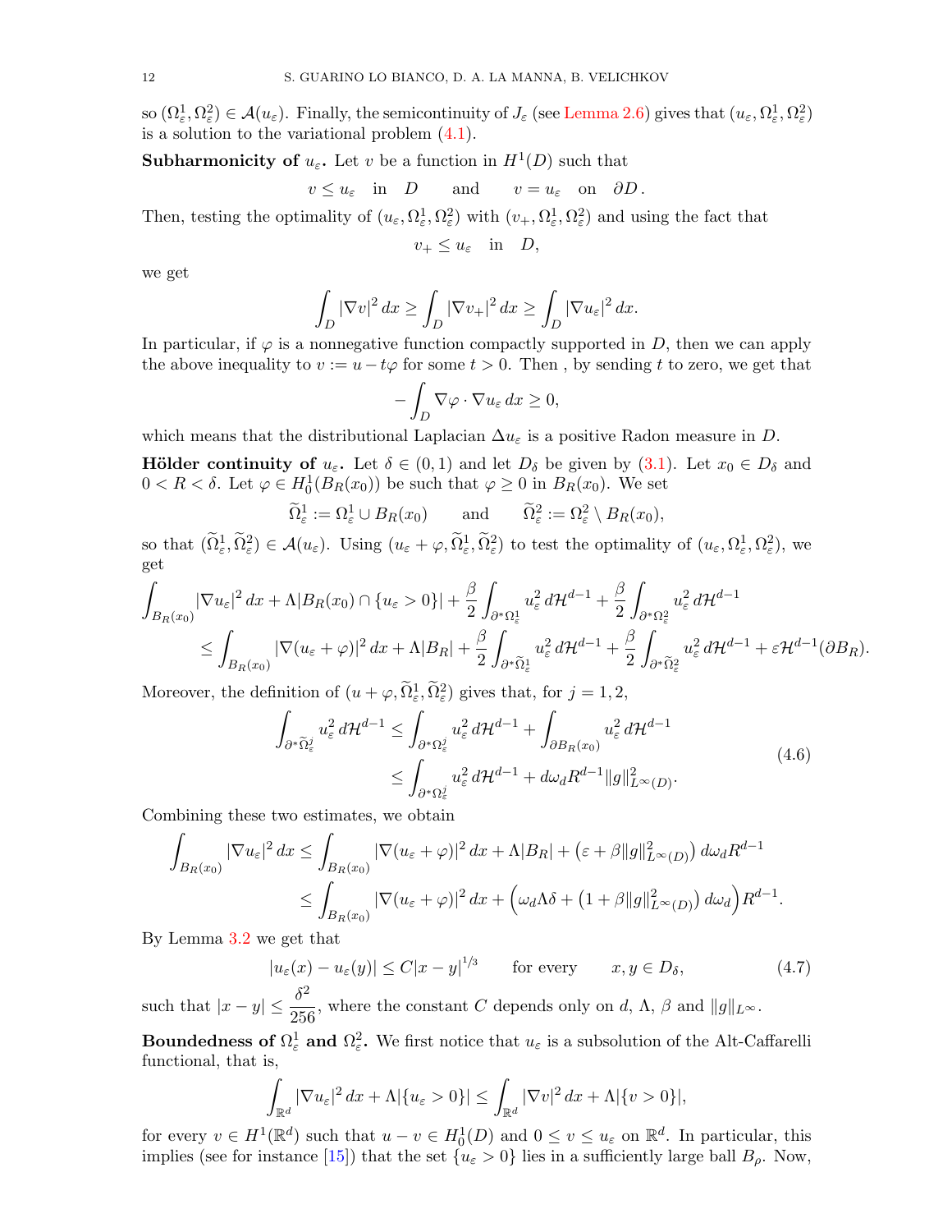so $(\Omega^1_\varepsilon, \Omega^2_\varepsilon) \in \mathcal{A}(u_\varepsilon)$. Finally, the semicontinuity of $J_\varepsilon$ (see Lemma 2.6) gives that $(u_\varepsilon, \Omega^1_\varepsilon, \Omega^2_\varepsilon)$ is a solution to the variational problem (4.1).

**Subharmonicity of $u_\varepsilon$.** Let $v$ be a function in $H^1(D)$ such that

$$v \le u_\varepsilon \quad \text{in} \quad D \qquad \text{and} \qquad v = u_\varepsilon \quad \text{on} \quad \partial D\,.$$

Then, testing the optimality of $(u_\varepsilon, \Omega^1_\varepsilon, \Omega^2_\varepsilon)$ with $(v_+, \Omega^1_\varepsilon, \Omega^2_\varepsilon)$ and using the fact that

$$v_+ \le u_\varepsilon \quad \text{in} \quad D,$$

we get

$$\int_D |\nabla v|^2\,dx \ge \int_D |\nabla v_+|^2\,dx \ge \int_D |\nabla u_\varepsilon|^2\,dx.$$

In particular, if $\varphi$ is a nonnegative function compactly supported in $D$, then we can apply the above inequality to $v := u - t\varphi$ for some $t > 0$. Then , by sending $t$ to zero, we get that

$$-\int_D \nabla\varphi\cdot\nabla u_\varepsilon\,dx \ge 0,$$

which means that the distributional Laplacian $\Delta u_\varepsilon$ is a positive Radon measure in $D$.

**Hölder continuity of $u_\varepsilon$.** Let $\delta \in (0,1)$ and let $D_\delta$ be given by (3.1). Let $x_0 \in D_\delta$ and $0 < R < \delta$. Let $\varphi \in H^1_0(B_R(x_0))$ be such that $\varphi \ge 0$ in $B_R(x_0)$. We set

$$\widetilde\Omega^1_\varepsilon := \Omega^1_\varepsilon \cup B_R(x_0) \qquad \text{and} \qquad \widetilde\Omega^2_\varepsilon := \Omega^2_\varepsilon \setminus B_R(x_0),$$

so that $(\widetilde\Omega^1_\varepsilon, \widetilde\Omega^2_\varepsilon) \in \mathcal{A}(u_\varepsilon)$. Using $(u_\varepsilon + \varphi, \widetilde\Omega^1_\varepsilon, \widetilde\Omega^2_\varepsilon)$ to test the optimality of $(u_\varepsilon, \Omega^1_\varepsilon, \Omega^2_\varepsilon)$, we get

$$\begin{aligned}\int_{B_R(x_0)} |\nabla u_\varepsilon|^2\,dx &+ \Lambda|B_R(x_0)\cap\{u_\varepsilon>0\}| + \frac{\beta}{2}\int_{\partial^*\Omega^1_\varepsilon} u_\varepsilon^2\,d\mathcal{H}^{d-1} + \frac{\beta}{2}\int_{\partial^*\Omega^2_\varepsilon} u_\varepsilon^2\,d\mathcal{H}^{d-1}\\ &\le \int_{B_R(x_0)} |\nabla(u_\varepsilon+\varphi)|^2\,dx + \Lambda|B_R| + \frac{\beta}{2}\int_{\partial^*\widetilde\Omega^1_\varepsilon} u_\varepsilon^2\,d\mathcal{H}^{d-1} + \frac{\beta}{2}\int_{\partial^*\widetilde\Omega^2_\varepsilon} u_\varepsilon^2\,d\mathcal{H}^{d-1} + \varepsilon\mathcal{H}^{d-1}(\partial B_R).\end{aligned}$$

Moreover, the definition of $(u+\varphi, \widetilde\Omega^1_\varepsilon, \widetilde\Omega^2_\varepsilon)$ gives that, for $j = 1,2$,

$$\begin{aligned}\int_{\partial^*\widetilde\Omega^j_\varepsilon} u_\varepsilon^2\,d\mathcal{H}^{d-1} &\le \int_{\partial^*\Omega^j_\varepsilon} u_\varepsilon^2\,d\mathcal{H}^{d-1} + \int_{\partial B_R(x_0)} u_\varepsilon^2\,d\mathcal{H}^{d-1}\\ &\le \int_{\partial^*\Omega^j_\varepsilon} u_\varepsilon^2\,d\mathcal{H}^{d-1} + d\omega_d R^{d-1}\|g\|^2_{L^\infty(D)}.\end{aligned} \tag{4.6}$$

Combining these two estimates, we obtain

$$\begin{aligned}\int_{B_R(x_0)} |\nabla u_\varepsilon|^2\,dx &\le \int_{B_R(x_0)} |\nabla(u_\varepsilon+\varphi)|^2\,dx + \Lambda|B_R| + \big(\varepsilon + \beta\|g\|^2_{L^\infty(D)}\big)\,d\omega_d R^{d-1}\\ &\le \int_{B_R(x_0)} |\nabla(u_\varepsilon+\varphi)|^2\,dx + \Big(\omega_d\Lambda\delta + \big(1+\beta\|g\|^2_{L^\infty(D)}\big)\,d\omega_d\Big)R^{d-1}.\end{aligned}$$

By Lemma 3.2 we get that

$$|u_\varepsilon(x) - u_\varepsilon(y)| \le C|x-y|^{1/3} \qquad \text{for every} \qquad x, y \in D_\delta, \tag{4.7}$$

such that $|x-y| \le \dfrac{\delta^2}{256}$, where the constant $C$ depends only on $d$, $\Lambda$, $\beta$ and $\|g\|_{L^\infty}$.

**Boundedness of $\Omega^1_\varepsilon$ and $\Omega^2_\varepsilon$.** We first notice that $u_\varepsilon$ is a subsolution of the Alt-Caffarelli functional, that is,

$$\int_{\mathbb{R}^d} |\nabla u_\varepsilon|^2\,dx + \Lambda|\{u_\varepsilon>0\}| \le \int_{\mathbb{R}^d} |\nabla v|^2\,dx + \Lambda|\{v>0\}|,$$

for every $v \in H^1(\mathbb{R}^d)$ such that $u - v \in H^1_0(D)$ and $0 \le v \le u_\varepsilon$ on $\mathbb{R}^d$. In particular, this implies (see for instance [15]) that the set $\{u_\varepsilon > 0\}$ lies in a sufficiently large ball $B_\rho$. Now,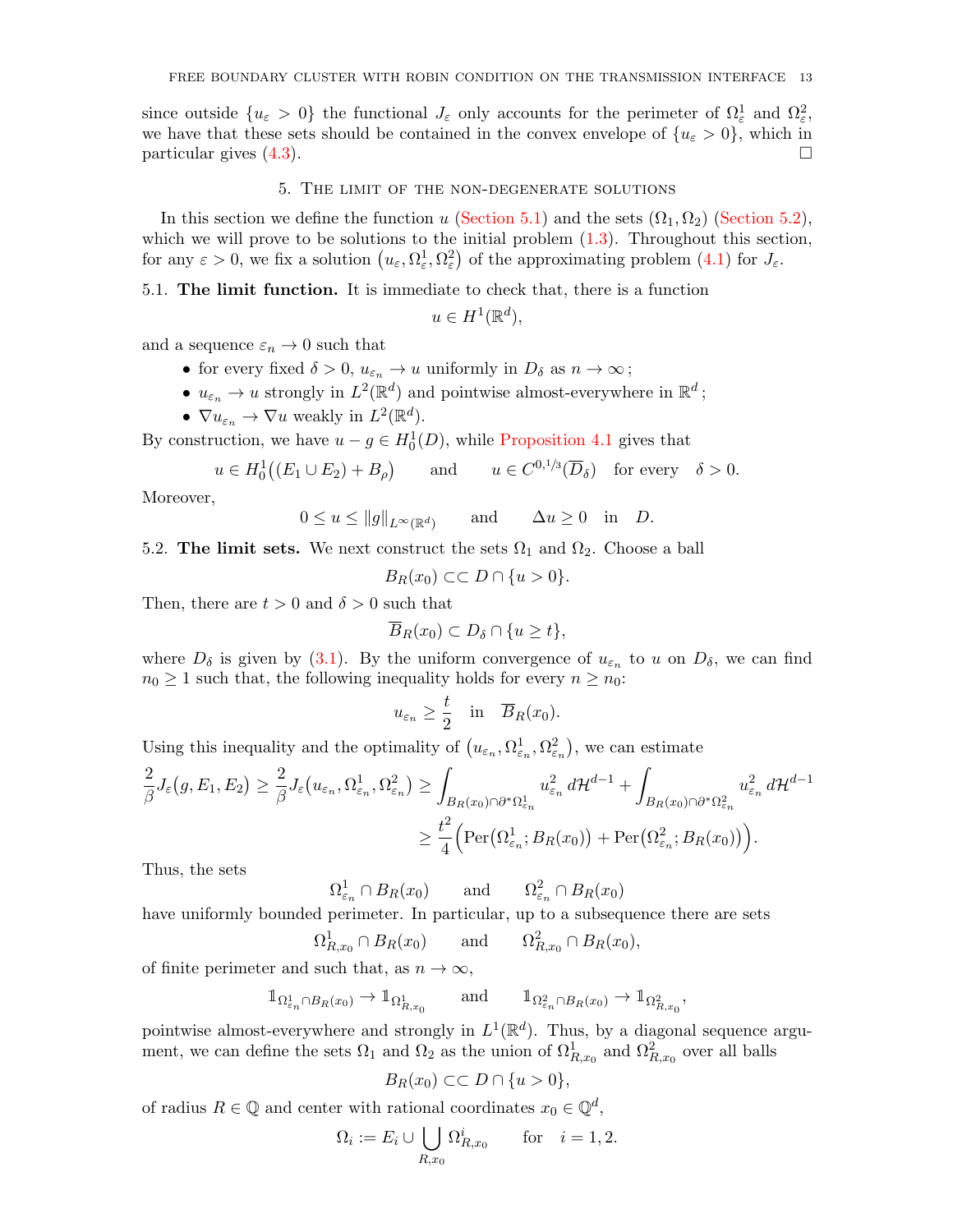since outside $\{u_\varepsilon > 0\}$ the functional $J_\varepsilon$ only accounts for the perimeter of $\Omega^1_\varepsilon$ and $\Omega^2_\varepsilon$, we have that these sets should be contained in the convex envelope of $\{u_\varepsilon > 0\}$, which in particular gives (4.3). $\square$

## 5. The limit of the non-degenerate solutions

In this section we define the function $u$ (Section 5.1) and the sets $(\Omega_1, \Omega_2)$ (Section 5.2), which we will prove to be solutions to the initial problem (1.3). Throughout this section, for any $\varepsilon > 0$, we fix a solution $\big(u_\varepsilon, \Omega^1_\varepsilon, \Omega^2_\varepsilon\big)$ of the approximating problem (4.1) for $J_\varepsilon$.

### 5.1. The limit function.

It is immediate to check that, there is a function

$$u \in H^1(\mathbb{R}^d),$$

and a sequence $\varepsilon_n \to 0$ such that

- for every fixed $\delta > 0$, $u_{\varepsilon_n} \to u$ uniformly in $D_\delta$ as $n \to \infty$ ;
- $u_{\varepsilon_n} \to u$ strongly in $L^2(\mathbb{R}^d)$ and pointwise almost-everywhere in $\mathbb{R}^d$ ;
- $\nabla u_{\varepsilon_n} \to \nabla u$ weakly in $L^2(\mathbb{R}^d)$.

By construction, we have $u - g \in H^1_0(D)$, while Proposition 4.1 gives that

$$u \in H^1_0\big((E_1 \cup E_2) + B_\rho\big) \qquad \text{and} \qquad u \in C^{0,1/3}(\overline{D}_\delta) \quad \text{for every} \quad \delta > 0.$$

Moreover,

$$0 \le u \le \|g\|_{L^\infty(\mathbb{R}^d)} \qquad \text{and} \qquad \Delta u \ge 0 \quad \text{in} \quad D.$$

### 5.2. The limit sets.

We next construct the sets $\Omega_1$ and $\Omega_2$. Choose a ball

$$B_R(x_0) \subset\subset D \cap \{u > 0\}.$$

Then, there are $t > 0$ and $\delta > 0$ such that

$$\overline{B}_R(x_0) \subset D_\delta \cap \{u \ge t\},$$

where $D_\delta$ is given by (3.1). By the uniform convergence of $u_{\varepsilon_n}$ to $u$ on $D_\delta$, we can find $n_0 \ge 1$ such that, the following inequality holds for every $n \ge n_0$:

$$u_{\varepsilon_n} \ge \frac{t}{2} \quad \text{in} \quad \overline{B}_R(x_0).$$

Using this inequality and the optimality of $\big(u_{\varepsilon_n}, \Omega^1_{\varepsilon_n}, \Omega^2_{\varepsilon_n}\big)$, we can estimate

$$\begin{aligned}\frac{2}{\beta} J_\varepsilon\big(g, E_1, E_2\big) \ge \frac{2}{\beta} J_\varepsilon\big(u_{\varepsilon_n}, \Omega^1_{\varepsilon_n}, \Omega^2_{\varepsilon_n}\big) &\ge \int_{B_R(x_0)\cap\partial^*\Omega^1_{\varepsilon_n}} u^2_{\varepsilon_n}\, d\mathcal{H}^{d-1} + \int_{B_R(x_0)\cap\partial^*\Omega^2_{\varepsilon_n}} u^2_{\varepsilon_n}\, d\mathcal{H}^{d-1} \\ &\ge \frac{t^2}{4}\Big(\mathrm{Per}\big(\Omega^1_{\varepsilon_n}; B_R(x_0)\big) + \mathrm{Per}\big(\Omega^2_{\varepsilon_n}; B_R(x_0)\big)\Big).\end{aligned}$$

Thus, the sets

$$\Omega^1_{\varepsilon_n} \cap B_R(x_0) \qquad \text{and} \qquad \Omega^2_{\varepsilon_n} \cap B_R(x_0)$$

have uniformly bounded perimeter. In particular, up to a subsequence there are sets

$$\Omega^1_{R,x_0} \cap B_R(x_0) \qquad \text{and} \qquad \Omega^2_{R,x_0} \cap B_R(x_0),$$

of finite perimeter and such that, as $n \to \infty$,

$$\mathbb{1}_{\Omega^1_{\varepsilon_n}\cap B_R(x_0)} \to \mathbb{1}_{\Omega^1_{R,x_0}} \qquad \text{and} \qquad \mathbb{1}_{\Omega^2_{\varepsilon_n}\cap B_R(x_0)} \to \mathbb{1}_{\Omega^2_{R,x_0}},$$

pointwise almost-everywhere and strongly in $L^1(\mathbb{R}^d)$. Thus, by a diagonal sequence argument, we can define the sets $\Omega_1$ and $\Omega_2$ as the union of $\Omega^1_{R,x_0}$ and $\Omega^2_{R,x_0}$ over all balls

$$B_R(x_0) \subset\subset D \cap \{u > 0\},$$

of radius $R \in \mathbb{Q}$ and center with rational coordinates $x_0 \in \mathbb{Q}^d$,

$$\Omega_i := E_i \cup \bigcup_{R,x_0} \Omega^i_{R,x_0} \qquad \text{for} \quad i = 1, 2.$$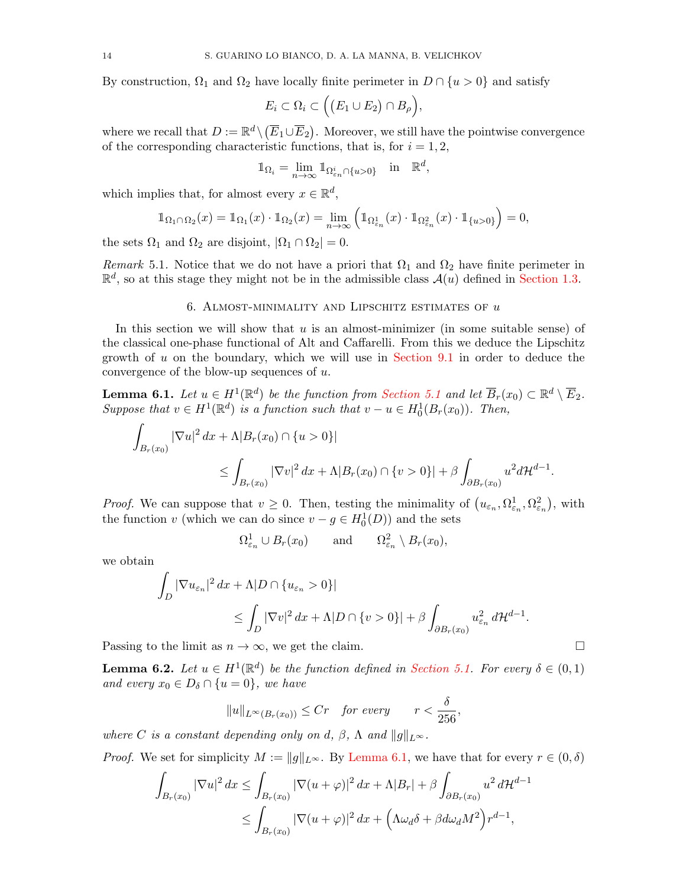By construction, $\Omega_1$ and $\Omega_2$ have locally finite perimeter in $D \cap \{u > 0\}$ and satisfy

$$E_i \subset \Omega_i \subset \Big( \big(E_1 \cup E_2\big) \cap B_\rho \Big),$$

where we recall that $D := \mathbb{R}^d \setminus \big(\overline{E}_1 \cup \overline{E}_2\big)$. Moreover, we still have the pointwise convergence of the corresponding characteristic functions, that is, for $i = 1, 2$,

$$\mathbb{1}_{\Omega_i} = \lim_{n\to\infty} \mathbb{1}_{\Omega^i_{\varepsilon_n} \cap \{u>0\}} \quad \text{in} \quad \mathbb{R}^d,$$

which implies that, for almost every $x \in \mathbb{R}^d$,

$$\mathbb{1}_{\Omega_1 \cap \Omega_2}(x) = \mathbb{1}_{\Omega_1}(x) \cdot \mathbb{1}_{\Omega_2}(x) = \lim_{n\to\infty} \Big( \mathbb{1}_{\Omega^1_{\varepsilon_n}}(x) \cdot \mathbb{1}_{\Omega^2_{\varepsilon_n}}(x) \cdot \mathbb{1}_{\{u>0\}} \Big) = 0,$$

the sets $\Omega_1$ and $\Omega_2$ are disjoint, $|\Omega_1 \cap \Omega_2| = 0$.

*Remark* 5.1. Notice that we do not have a priori that $\Omega_1$ and $\Omega_2$ have finite perimeter in $\mathbb{R}^d$, so at this stage they might not be in the admissible class $\mathcal{A}(u)$ defined in Section 1.3.

## 6. Almost-minimality and Lipschitz estimates of $u$

In this section we will show that $u$ is an almost-minimizer (in some suitable sense) of the classical one-phase functional of Alt and Caffarelli. From this we deduce the Lipschitz growth of $u$ on the boundary, which we will use in Section 9.1 in order to deduce the convergence of the blow-up sequences of $u$.

**Lemma 6.1.** *Let $u \in H^1(\mathbb{R}^d)$ be the function from Section 5.1 and let $\overline{B}_r(x_0) \subset \mathbb{R}^d \setminus \overline{E}_2$. Suppose that $v \in H^1(\mathbb{R}^d)$ is a function such that $v - u \in H^1_0(B_r(x_0))$. Then,*

$$\int_{B_r(x_0)} |\nabla u|^2 \, dx + \Lambda |B_r(x_0) \cap \{u > 0\}| \\ \leq \int_{B_r(x_0)} |\nabla v|^2 \, dx + \Lambda |B_r(x_0) \cap \{v > 0\}| + \beta \int_{\partial B_r(x_0)} u^2 d\mathcal{H}^{d-1}.$$

*Proof.* We can suppose that $v \geq 0$. Then, testing the minimality of $\big(u_{\varepsilon_n}, \Omega^1_{\varepsilon_n}, \Omega^2_{\varepsilon_n}\big)$, with the function $v$ (which we can do since $v - g \in H^1_0(D)$) and the sets

$$\Omega^1_{\varepsilon_n} \cup B_r(x_0) \qquad \text{and} \qquad \Omega^2_{\varepsilon_n} \setminus B_r(x_0),$$

we obtain

$$\int_D |\nabla u_{\varepsilon_n}|^2 \, dx + \Lambda |D \cap \{u_{\varepsilon_n} > 0\}| \\ \leq \int_D |\nabla v|^2 \, dx + \Lambda |D \cap \{v > 0\}| + \beta \int_{\partial B_r(x_0)} u_{\varepsilon_n}^2 \, d\mathcal{H}^{d-1}.$$

Passing to the limit as $n \to \infty$, we get the claim. $\square$

**Lemma 6.2.** *Let $u \in H^1(\mathbb{R}^d)$ be the function defined in Section 5.1. For every $\delta \in (0,1)$ and every $x_0 \in D_\delta \cap \{u = 0\}$, we have*

$$\|u\|_{L^\infty(B_r(x_0))} \leq Cr \quad \textit{for every} \qquad r < \frac{\delta}{256},$$

*where $C$ is a constant depending only on $d$, $\beta$, $\Lambda$ and $\|g\|_{L^\infty}$.*

*Proof.* We set for simplicity $M := \|g\|_{L^\infty}$. By Lemma 6.1, we have that for every $r \in (0, \delta)$

$$\int_{B_r(x_0)} |\nabla u|^2 \, dx \leq \int_{B_r(x_0)} |\nabla(u + \varphi)|^2 \, dx + \Lambda |B_r| + \beta \int_{\partial B_r(x_0)} u^2 \, d\mathcal{H}^{d-1} \\ \leq \int_{B_r(x_0)} |\nabla(u + \varphi)|^2 \, dx + \Big(\Lambda \omega_d \delta + \beta d \omega_d M^2\Big) r^{d-1},$$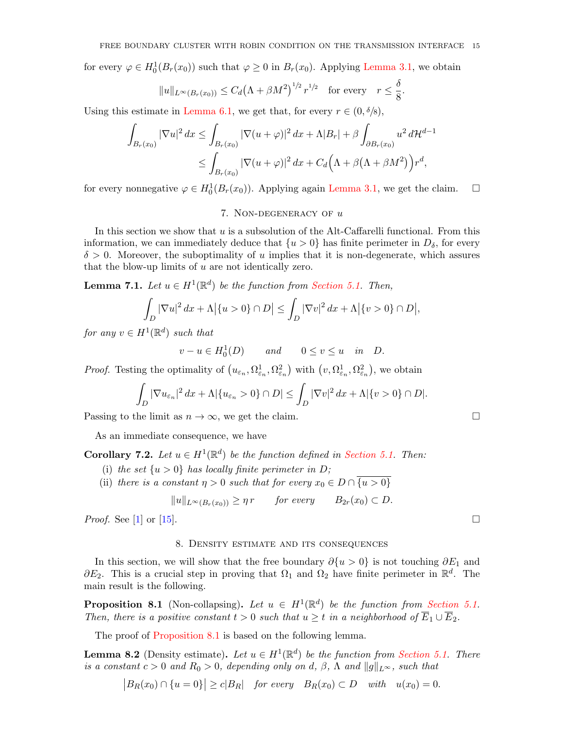for every $\varphi \in H^1_0(B_r(x_0))$ such that $\varphi \geq 0$ in $B_r(x_0)$. Applying Lemma 3.1, we obtain

$$\|u\|_{L^\infty(B_r(x_0))} \leq C_d\big(\Lambda + \beta M^2\big)^{1/2} r^{1/2} \quad \text{for every} \quad r \leq \frac{\delta}{8}.$$

Using this estimate in Lemma 6.1, we get that, for every $r \in (0, \delta/8)$,

$$\begin{aligned}
\int_{B_r(x_0)} |\nabla u|^2 \, dx &\leq \int_{B_r(x_0)} |\nabla (u+\varphi)|^2 \, dx + \Lambda |B_r| + \beta \int_{\partial B_r(x_0)} u^2 \, d\mathcal{H}^{d-1} \\
&\leq \int_{B_r(x_0)} |\nabla (u+\varphi)|^2 \, dx + C_d\Big(\Lambda + \beta\big(\Lambda + \beta M^2\big)\Big) r^d,
\end{aligned}$$

for every nonnegative $\varphi \in H^1_0(B_r(x_0))$. Applying again Lemma 3.1, we get the claim. $\square$

## 7. Non-degeneracy of $u$

In this section we show that $u$ is a subsolution of the Alt-Caffarelli functional. From this information, we can immediately deduce that $\{u > 0\}$ has finite perimeter in $D_\delta$, for every $\delta > 0$. Moreover, the suboptimality of $u$ implies that it is non-degenerate, which assures that the blow-up limits of $u$ are not identically zero.

**Lemma 7.1.** *Let $u \in H^1(\mathbb{R}^d)$ be the function from Section 5.1. Then,*

$$\int_D |\nabla u|^2 \, dx + \Lambda \big|\{u > 0\} \cap D\big| \leq \int_D |\nabla v|^2 \, dx + \Lambda \big|\{v > 0\} \cap D\big|,$$

*for any $v \in H^1(\mathbb{R}^d)$ such that*

$$v - u \in H^1_0(D) \qquad \text{and} \qquad 0 \leq v \leq u \quad \text{in} \quad D.$$

*Proof.* Testing the optimality of $\big(u_{\varepsilon_n}, \Omega^1_{\varepsilon_n}, \Omega^2_{\varepsilon_n}\big)$ with $\big(v, \Omega^1_{\varepsilon_n}, \Omega^2_{\varepsilon_n}\big)$, we obtain

$$\int_D |\nabla u_{\varepsilon_n}|^2 \, dx + \Lambda |\{u_{\varepsilon_n} > 0\} \cap D| \leq \int_D |\nabla v|^2 \, dx + \Lambda |\{v > 0\} \cap D|.$$

Passing to the limit as $n \to \infty$, we get the claim. $\square$

As an immediate consequence, we have

**Corollary 7.2.** *Let $u \in H^1(\mathbb{R}^d)$ be the function defined in Section 5.1. Then:*

(i) *the set $\{u > 0\}$ has locally finite perimeter in $D$;*

(ii) *there is a constant $\eta > 0$ such that for every $x_0 \in D \cap \overline{\{u > 0\}}$*

$$\|u\|_{L^\infty(B_r(x_0))} \geq \eta\, r \qquad \text{for every} \qquad B_{2r}(x_0) \subset D.$$

*Proof.* See [1] or [15]. $\square$

## 8. Density estimate and its consequences

In this section, we will show that the free boundary $\partial\{u > 0\}$ is not touching $\partial E_1$ and $\partial E_2$. This is a crucial step in proving that $\Omega_1$ and $\Omega_2$ have finite perimeter in $\mathbb{R}^d$. The main result is the following.

**Proposition 8.1** (Non-collapsing)**.** *Let $u \in H^1(\mathbb{R}^d)$ be the function from Section 5.1. Then, there is a positive constant $t > 0$ such that $u \geq t$ in a neighborhood of $\overline{E}_1 \cup \overline{E}_2$.*

The proof of Proposition 8.1 is based on the following lemma.

**Lemma 8.2** (Density estimate)**.** *Let $u \in H^1(\mathbb{R}^d)$ be the function from Section 5.1. There is a constant $c > 0$ and $R_0 > 0$, depending only on $d$, $\beta$, $\Lambda$ and $\|g\|_{L^\infty}$, such that*

$$\big|B_R(x_0) \cap \{u = 0\}\big| \geq c|B_R| \quad \text{for every} \quad B_R(x_0) \subset D \quad \text{with} \quad u(x_0) = 0.$$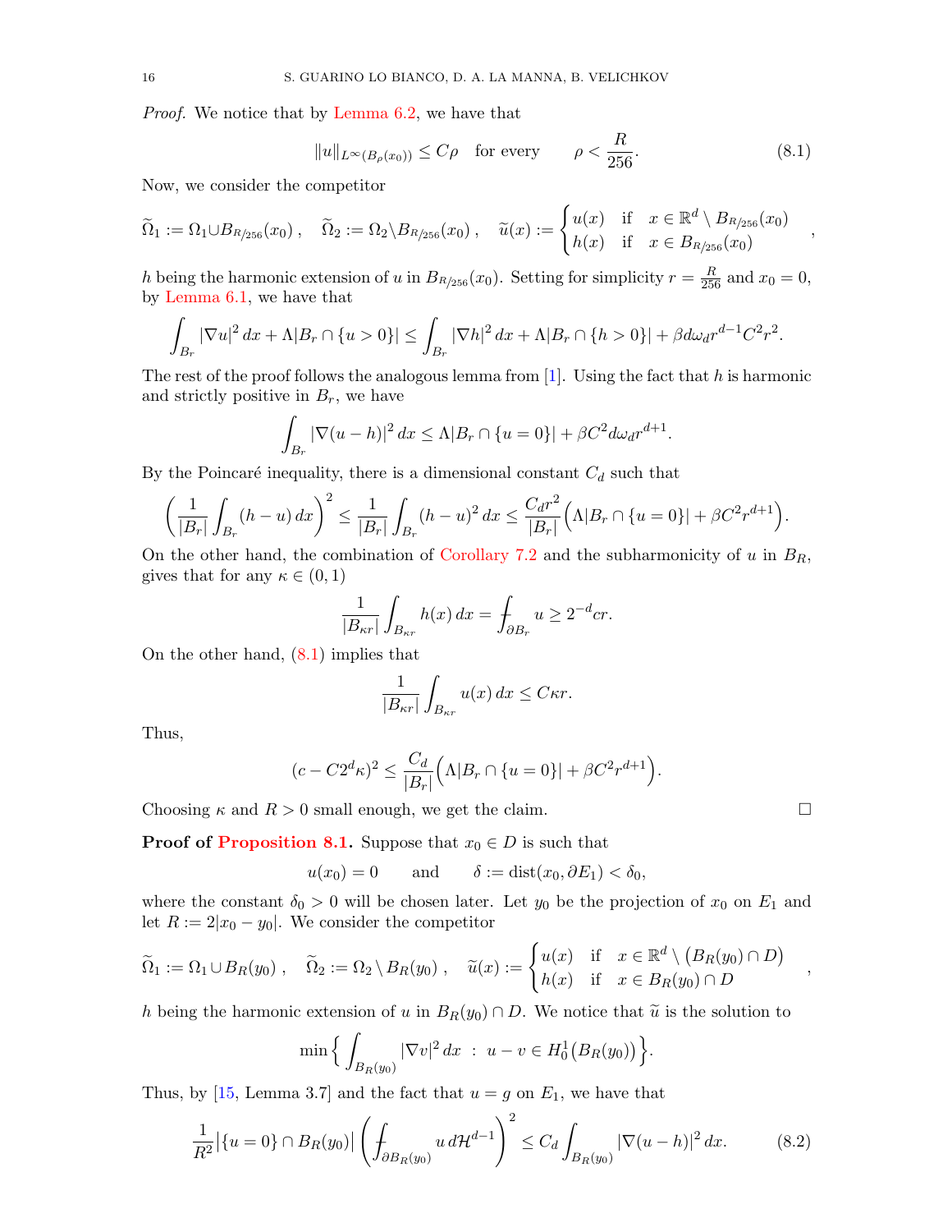*Proof.* We notice that by Lemma 6.2, we have that

$$\|u\|_{L^\infty(B_\rho(x_0))} \le C\rho \quad \text{for every} \qquad \rho < \frac{R}{256}. \tag{8.1}$$

Now, we consider the competitor

$$\widetilde{\Omega}_1 := \Omega_1 \cup B_{R/256}(x_0)\,, \quad \widetilde{\Omega}_2 := \Omega_2 \setminus B_{R/256}(x_0)\,, \quad \widetilde{u}(x) := \begin{cases} u(x) & \text{if} \quad x \in \mathbb{R}^d \setminus B_{R/256}(x_0) \\ h(x) & \text{if} \quad x \in B_{R/256}(x_0) \end{cases},$$

$h$ being the harmonic extension of $u$ in $B_{R/256}(x_0)$. Setting for simplicity $r = \frac{R}{256}$ and $x_0 = 0$, by Lemma 6.1, we have that

$$\int_{B_r} |\nabla u|^2\,dx + \Lambda |B_r \cap \{u > 0\}| \le \int_{B_r} |\nabla h|^2\,dx + \Lambda |B_r \cap \{h > 0\}| + \beta d\omega_d r^{d-1} C^2 r^2.$$

The rest of the proof follows the analogous lemma from [1]. Using the fact that $h$ is harmonic and strictly positive in $B_r$, we have

$$\int_{B_r} |\nabla (u-h)|^2\,dx \le \Lambda |B_r \cap \{u = 0\}| + \beta C^2 d\omega_d r^{d+1}.$$

By the Poincaré inequality, there is a dimensional constant $C_d$ such that

$$\left(\frac{1}{|B_r|}\int_{B_r} (h-u)\,dx\right)^2 \le \frac{1}{|B_r|}\int_{B_r} (h-u)^2\,dx \le \frac{C_d r^2}{|B_r|}\Big(\Lambda |B_r \cap \{u=0\}| + \beta C^2 r^{d+1}\Big).$$

On the other hand, the combination of Corollary 7.2 and the subharmonicity of $u$ in $B_R$, gives that for any $\kappa \in (0,1)$

$$\frac{1}{|B_{\kappa r}|}\int_{B_{\kappa r}} h(x)\,dx = \fint_{\partial B_r} u \ge 2^{-d} c r.$$

On the other hand, (8.1) implies that

$$\frac{1}{|B_{\kappa r}|}\int_{B_{\kappa r}} u(x)\,dx \le C\kappa r.$$

Thus,

$$(c - C2^d\kappa)^2 \le \frac{C_d}{|B_r|}\Big(\Lambda |B_r \cap \{u=0\}| + \beta C^2 r^{d+1}\Big).$$

Choosing $\kappa$ and $R > 0$ small enough, we get the claim. □

**Proof of Proposition 8.1.** Suppose that $x_0 \in D$ is such that

$$u(x_0) = 0 \qquad \text{and} \qquad \delta := \operatorname{dist}(x_0, \partial E_1) < \delta_0,$$

where the constant $\delta_0 > 0$ will be chosen later. Let $y_0$ be the projection of $x_0$ on $E_1$ and let $R := 2|x_0 - y_0|$. We consider the competitor

$$\widetilde{\Omega}_1 := \Omega_1 \cup B_R(y_0)\,, \quad \widetilde{\Omega}_2 := \Omega_2 \setminus B_R(y_0)\,, \quad \widetilde{u}(x) := \begin{cases} u(x) & \text{if} \quad x \in \mathbb{R}^d \setminus \big(B_R(y_0) \cap D\big) \\ h(x) & \text{if} \quad x \in B_R(y_0) \cap D \end{cases},$$

$h$ being the harmonic extension of $u$ in $B_R(y_0) \cap D$. We notice that $\widetilde{u}$ is the solution to

$$\min\Big\{\int_{B_R(y_0)} |\nabla v|^2\,dx \ : \ u - v \in H^1_0\big(B_R(y_0)\big)\Big\}.$$

Thus, by [15, Lemma 3.7] and the fact that $u = g$ on $E_1$, we have that

$$\frac{1}{R^2}\big|\{u=0\} \cap B_R(y_0)\big| \left(\fint_{\partial B_R(y_0)} u\,d\mathcal{H}^{d-1}\right)^2 \le C_d \int_{B_R(y_0)} |\nabla (u-h)|^2\,dx. \tag{8.2}$$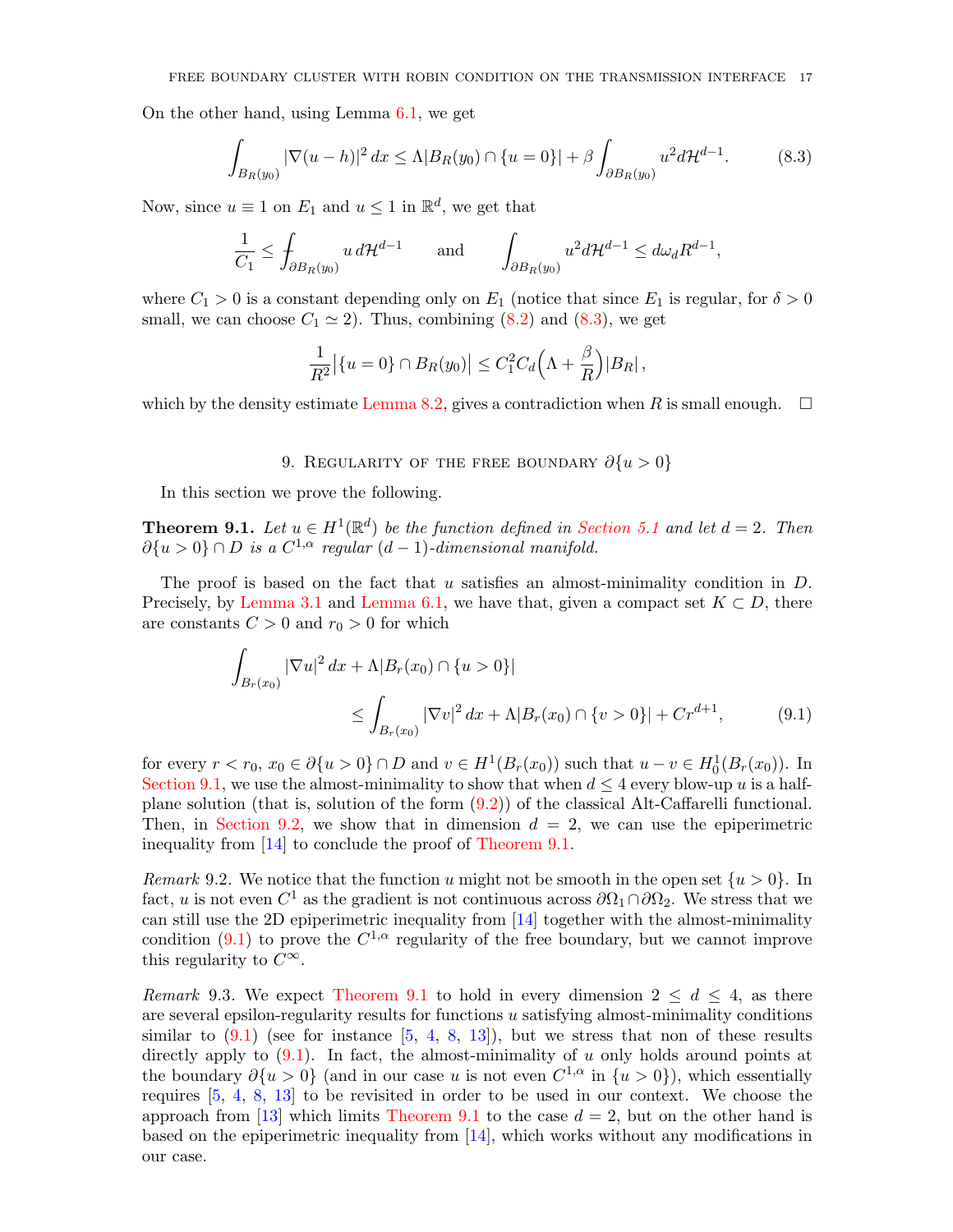On the other hand, using Lemma 6.1, we get

$$\int_{B_R(y_0)} |\nabla(u-h)|^2\,dx \le \Lambda |B_R(y_0)\cap\{u=0\}| + \beta\int_{\partial B_R(y_0)} u^2 d\mathcal{H}^{d-1}. \tag{8.3}$$

Now, since $u\equiv 1$ on $E_1$ and $u\le 1$ in $\mathbb{R}^d$, we get that

$$\frac{1}{C_1} \le \fint_{\partial B_R(y_0)} u\,d\mathcal{H}^{d-1} \qquad\text{and}\qquad \int_{\partial B_R(y_0)} u^2 d\mathcal{H}^{d-1} \le d\omega_d R^{d-1},$$

where $C_1>0$ is a constant depending only on $E_1$ (notice that since $E_1$ is regular, for $\delta>0$ small, we can choose $C_1\simeq 2$). Thus, combining (8.2) and (8.3), we get

$$\frac{1}{R^2}\big|\{u=0\}\cap B_R(y_0)\big| \le C_1^2 C_d\Big(\Lambda+\frac{\beta}{R}\Big)|B_R|\,,$$

which by the density estimate Lemma 8.2, gives a contradiction when $R$ is small enough. □

## 9. Regularity of the free boundary $\partial\{u>0\}$

In this section we prove the following.

**Theorem 9.1.** *Let $u\in H^1(\mathbb{R}^d)$ be the function defined in Section 5.1 and let $d=2$. Then $\partial\{u>0\}\cap D$ is a $C^{1,\alpha}$ regular $(d-1)$-dimensional manifold.*

The proof is based on the fact that $u$ satisfies an almost-minimality condition in $D$. Precisely, by Lemma 3.1 and Lemma 6.1, we have that, given a compact set $K\subset D$, there are constants $C>0$ and $r_0>0$ for which

$$\begin{aligned}\int_{B_r(x_0)} |\nabla u|^2\,dx &+ \Lambda|B_r(x_0)\cap\{u>0\}| \\ &\le \int_{B_r(x_0)} |\nabla v|^2\,dx + \Lambda|B_r(x_0)\cap\{v>0\}| + Cr^{d+1},\end{aligned} \tag{9.1}$$

for every $r<r_0$, $x_0\in\partial\{u>0\}\cap D$ and $v\in H^1(B_r(x_0))$ such that $u-v\in H^1_0(B_r(x_0))$. In Section 9.1, we use the almost-minimality to show that when $d\le 4$ every blow-up $u$ is a half-plane solution (that is, solution of the form (9.2)) of the classical Alt-Caffarelli functional. Then, in Section 9.2, we show that in dimension $d=2$, we can use the epiperimetric inequality from [14] to conclude the proof of Theorem 9.1.

*Remark* 9.2. We notice that the function $u$ might not be smooth in the open set $\{u>0\}$. In fact, $u$ is not even $C^1$ as the gradient is not continuous across $\partial\Omega_1\cap\partial\Omega_2$. We stress that we can still use the 2D epiperimetric inequality from [14] together with the almost-minimality condition (9.1) to prove the $C^{1,\alpha}$ regularity of the free boundary, but we cannot improve this regularity to $C^\infty$.

*Remark* 9.3. We expect Theorem 9.1 to hold in every dimension $2\le d\le 4$, as there are several epsilon-regularity results for functions $u$ satisfying almost-minimality conditions similar to (9.1) (see for instance [5, 4, 8, 13]), but we stress that non of these results directly apply to (9.1). In fact, the almost-minimality of $u$ only holds around points at the boundary $\partial\{u>0\}$ (and in our case $u$ is not even $C^{1,\alpha}$ in $\{u>0\}$), which essentially requires [5, 4, 8, 13] to be revisited in order to be used in our context. We choose the approach from [13] which limits Theorem 9.1 to the case $d=2$, but on the other hand is based on the epiperimetric inequality from [14], which works without any modifications in our case.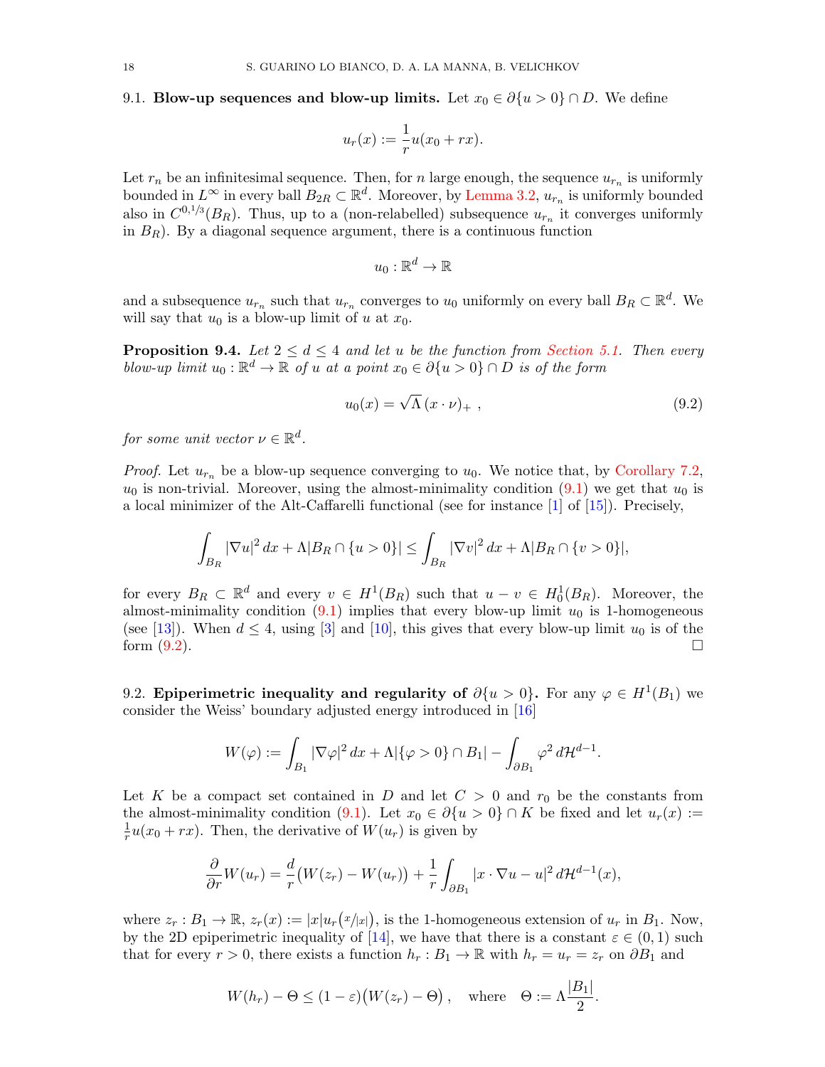9.1. **Blow-up sequences and blow-up limits.** Let $x_0 \in \partial\{u>0\} \cap D$. We define

$$u_r(x) := \frac{1}{r} u(x_0 + rx).$$

Let $r_n$ be an infinitesimal sequence. Then, for $n$ large enough, the sequence $u_{r_n}$ is uniformly bounded in $L^\infty$ in every ball $B_{2R} \subset \mathbb{R}^d$. Moreover, by Lemma 3.2, $u_{r_n}$ is uniformly bounded also in $C^{0,1/3}(B_R)$. Thus, up to a (non-relabelled) subsequence $u_{r_n}$ it converges uniformly in $B_R$). By a diagonal sequence argument, there is a continuous function

$$u_0 : \mathbb{R}^d \to \mathbb{R}$$

and a subsequence $u_{r_n}$ such that $u_{r_n}$ converges to $u_0$ uniformly on every ball $B_R \subset \mathbb{R}^d$. We will say that $u_0$ is a blow-up limit of $u$ at $x_0$.

**Proposition 9.4.** *Let $2 \le d \le 4$ and let $u$ be the function from Section 5.1. Then every blow-up limit $u_0 : \mathbb{R}^d \to \mathbb{R}$ of $u$ at a point $x_0 \in \partial\{u>0\} \cap D$ is of the form*

$$u_0(x) = \sqrt{\Lambda}\,(x\cdot\nu)_+ \ , \tag{9.2}$$

*for some unit vector $\nu \in \mathbb{R}^d$.*

*Proof.* Let $u_{r_n}$ be a blow-up sequence converging to $u_0$. We notice that, by Corollary 7.2, $u_0$ is non-trivial. Moreover, using the almost-minimality condition (9.1) we get that $u_0$ is a local minimizer of the Alt-Caffarelli functional (see for instance [1] of [15]). Precisely,

$$\int_{B_R} |\nabla u|^2\,dx + \Lambda|B_R \cap \{u>0\}| \le \int_{B_R} |\nabla v|^2\,dx + \Lambda|B_R \cap \{v>0\}|,$$

for every $B_R \subset \mathbb{R}^d$ and every $v \in H^1(B_R)$ such that $u - v \in H^1_0(B_R)$. Moreover, the almost-minimality condition (9.1) implies that every blow-up limit $u_0$ is 1-homogeneous (see [13]). When $d \le 4$, using [3] and [10], this gives that every blow-up limit $u_0$ is of the form (9.2). $\square$

9.2. **Epiperimetric inequality and regularity of $\partial\{u>0\}$.** For any $\varphi \in H^1(B_1)$ we consider the Weiss' boundary adjusted energy introduced in [16]

$$W(\varphi) := \int_{B_1} |\nabla\varphi|^2\,dx + \Lambda|\{\varphi>0\} \cap B_1| - \int_{\partial B_1} \varphi^2\,d\mathcal{H}^{d-1}.$$

Let $K$ be a compact set contained in $D$ and let $C>0$ and $r_0$ be the constants from the almost-minimality condition (9.1). Let $x_0 \in \partial\{u>0\} \cap K$ be fixed and let $u_r(x) := \frac{1}{r}u(x_0+rx)$. Then, the derivative of $W(u_r)$ is given by

$$\frac{\partial}{\partial r} W(u_r) = \frac{d}{r}\big(W(z_r) - W(u_r)\big) + \frac{1}{r}\int_{\partial B_1} |x\cdot\nabla u - u|^2\,d\mathcal{H}^{d-1}(x),$$

where $z_r : B_1 \to \mathbb{R}$, $z_r(x) := |x|u_r(x/|x|)$, is the 1-homogeneous extension of $u_r$ in $B_1$. Now, by the 2D epiperimetric inequality of [14], we have that there is a constant $\varepsilon \in (0,1)$ such that for every $r>0$, there exists a function $h_r : B_1 \to \mathbb{R}$ with $h_r = u_r = z_r$ on $\partial B_1$ and

$$W(h_r) - \Theta \le (1-\varepsilon)\big(W(z_r) - \Theta\big)\,, \quad \text{where} \quad \Theta := \Lambda\frac{|B_1|}{2}.$$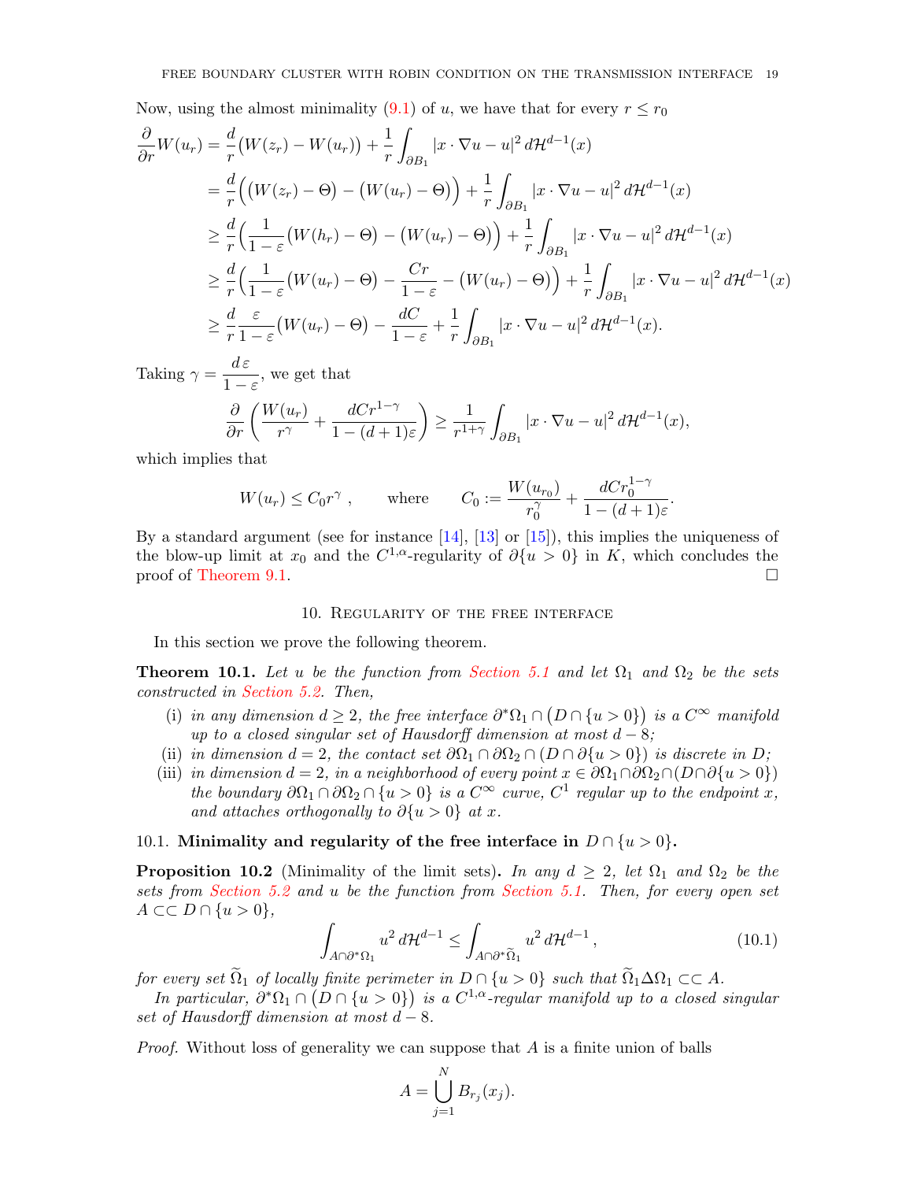Now, using the almost minimality (9.1) of $u$, we have that for every $r \le r_0$

$$
\begin{aligned}
\frac{\partial}{\partial r} W(u_r) &= \frac{d}{r}\big(W(z_r) - W(u_r)\big) + \frac{1}{r}\int_{\partial B_1} |x\cdot\nabla u - u|^2\, d\mathcal{H}^{d-1}(x) \\
&= \frac{d}{r}\Big(\big(W(z_r) - \Theta\big) - \big(W(u_r) - \Theta\big)\Big) + \frac{1}{r}\int_{\partial B_1} |x\cdot\nabla u - u|^2\, d\mathcal{H}^{d-1}(x) \\
&\ge \frac{d}{r}\Big(\frac{1}{1-\varepsilon}\big(W(h_r) - \Theta\big) - \big(W(u_r) - \Theta\big)\Big) + \frac{1}{r}\int_{\partial B_1} |x\cdot\nabla u - u|^2\, d\mathcal{H}^{d-1}(x) \\
&\ge \frac{d}{r}\Big(\frac{1}{1-\varepsilon}\big(W(u_r) - \Theta\big) - \frac{Cr}{1-\varepsilon} - \big(W(u_r) - \Theta\big)\Big) + \frac{1}{r}\int_{\partial B_1} |x\cdot\nabla u - u|^2\, d\mathcal{H}^{d-1}(x) \\
&\ge \frac{d}{r}\frac{\varepsilon}{1-\varepsilon}\big(W(u_r) - \Theta\big) - \frac{dC}{1-\varepsilon} + \frac{1}{r}\int_{\partial B_1} |x\cdot\nabla u - u|^2\, d\mathcal{H}^{d-1}(x).
\end{aligned}
$$

Taking $\gamma = \dfrac{d\,\varepsilon}{1-\varepsilon}$, we get that

$$
\frac{\partial}{\partial r}\left(\frac{W(u_r)}{r^\gamma} + \frac{dCr^{1-\gamma}}{1-(d+1)\varepsilon}\right) \ge \frac{1}{r^{1+\gamma}}\int_{\partial B_1} |x\cdot\nabla u - u|^2\, d\mathcal{H}^{d-1}(x),
$$

which implies that

$$
W(u_r) \le C_0 r^\gamma\ , \qquad \text{where} \qquad C_0 := \frac{W(u_{r_0})}{r_0^\gamma} + \frac{dCr_0^{1-\gamma}}{1-(d+1)\varepsilon}.
$$

By a standard argument (see for instance [14], [13] or [15]), this implies the uniqueness of the blow-up limit at $x_0$ and the $C^{1,\alpha}$-regularity of $\partial\{u > 0\}$ in $K$, which concludes the proof of Theorem 9.1. $\square$

## 10. Regularity of the free interface

In this section we prove the following theorem.

**Theorem 10.1.** *Let $u$ be the function from Section 5.1 and let $\Omega_1$ and $\Omega_2$ be the sets constructed in Section 5.2. Then,*

- (i) *in any dimension $d \ge 2$, the free interface $\partial^*\Omega_1 \cap \big(D \cap \{u > 0\}\big)$ is a $C^\infty$ manifold up to a closed singular set of Hausdorff dimension at most $d-8$;*
- (ii) *in dimension $d = 2$, the contact set $\partial\Omega_1 \cap \partial\Omega_2 \cap (D \cap \partial\{u > 0\})$ is discrete in $D$;*
- (iii) *in dimension $d = 2$, in a neighborhood of every point $x \in \partial\Omega_1 \cap \partial\Omega_2 \cap (D \cap \partial\{u > 0\})$ the boundary $\partial\Omega_1 \cap \partial\Omega_2 \cap \{u > 0\}$ is a $C^\infty$ curve, $C^1$ regular up to the endpoint $x$, and attaches orthogonally to $\partial\{u > 0\}$ at $x$.*

### 10.1. Minimality and regularity of the free interface in $D \cap \{u > 0\}$.

**Proposition 10.2** (Minimality of the limit sets)**.** *In any $d \ge 2$, let $\Omega_1$ and $\Omega_2$ be the sets from Section 5.2 and $u$ be the function from Section 5.1. Then, for every open set $A \subset\subset D \cap \{u > 0\}$,*

$$
\int_{A\cap\partial^*\Omega_1} u^2\, d\mathcal{H}^{d-1} \le \int_{A\cap\partial^*\widetilde{\Omega}_1} u^2\, d\mathcal{H}^{d-1}\,, \tag{10.1}
$$

*for every set $\widetilde{\Omega}_1$ of locally finite perimeter in $D \cap \{u > 0\}$ such that $\widetilde{\Omega}_1 \Delta \Omega_1 \subset\subset A$.*

*In particular, $\partial^*\Omega_1 \cap \big(D \cap \{u > 0\}\big)$ is a $C^{1,\alpha}$-regular manifold up to a closed singular set of Hausdorff dimension at most $d-8$.*

*Proof.* Without loss of generality we can suppose that $A$ is a finite union of balls

$$
A = \bigcup_{j=1}^{N} B_{r_j}(x_j).
$$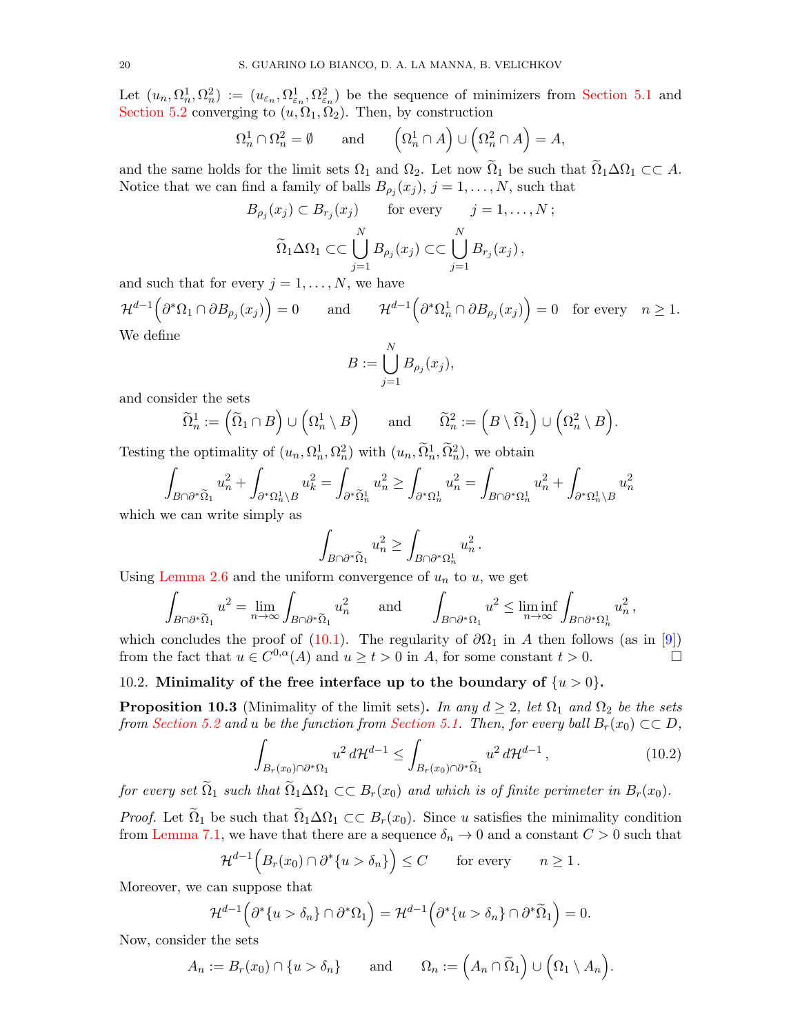Let $(u_n, \Omega_n^1, \Omega_n^2) := (u_{\varepsilon_n}, \Omega_{\varepsilon_n}^1, \Omega_{\varepsilon_n}^2)$ be the sequence of minimizers from Section 5.1 and Section 5.2 converging to $(u, \Omega_1, \Omega_2)$. Then, by construction

$$\Omega_n^1 \cap \Omega_n^2 = \emptyset \qquad \text{and} \qquad \Big(\Omega_n^1 \cap A\Big) \cup \Big(\Omega_n^2 \cap A\Big) = A,$$

and the same holds for the limit sets $\Omega_1$ and $\Omega_2$. Let now $\widetilde{\Omega}_1$ be such that $\widetilde{\Omega}_1 \Delta \Omega_1 \subset\subset A$. Notice that we can find a family of balls $B_{\rho_j}(x_j)$, $j = 1, \dots, N$, such that

$$B_{\rho_j}(x_j) \subset B_{r_j}(x_j) \qquad \text{for every} \qquad j = 1, \dots, N\,;$$

$$\widetilde{\Omega}_1 \Delta \Omega_1 \subset\subset \bigcup_{j=1}^N B_{\rho_j}(x_j) \subset\subset \bigcup_{j=1}^N B_{r_j}(x_j)\,,$$

and such that for every $j = 1, \dots, N$, we have

$$\mathcal{H}^{d-1}\Big(\partial^*\Omega_1 \cap \partial B_{\rho_j}(x_j)\Big) = 0 \qquad \text{and} \qquad \mathcal{H}^{d-1}\Big(\partial^*\Omega_n^1 \cap \partial B_{\rho_j}(x_j)\Big) = 0 \quad \text{for every} \quad n \geq 1.$$

We define

$$B := \bigcup_{j=1}^N B_{\rho_j}(x_j),$$

and consider the sets

$$\widetilde{\Omega}_n^1 := \Big(\widetilde{\Omega}_1 \cap B\Big) \cup \Big(\Omega_n^1 \setminus B\Big) \qquad \text{and} \qquad \widetilde{\Omega}_n^2 := \Big(B \setminus \widetilde{\Omega}_1\Big) \cup \Big(\Omega_n^2 \setminus B\Big).$$

Testing the optimality of $(u_n, \Omega_n^1, \Omega_n^2)$ with $(u_n, \widetilde{\Omega}_n^1, \widetilde{\Omega}_n^2)$, we obtain

$$\int_{B \cap \partial^*\widetilde{\Omega}_1} u_n^2 + \int_{\partial^*\Omega_n^1 \setminus B} u_k^2 = \int_{\partial^*\widetilde{\Omega}_n^1} u_n^2 \geq \int_{\partial^*\Omega_n^1} u_n^2 = \int_{B \cap \partial^*\Omega_n^1} u_n^2 + \int_{\partial^*\Omega_n^1 \setminus B} u_n^2$$

which we can write simply as

$$\int_{B \cap \partial^*\widetilde{\Omega}_1} u_n^2 \geq \int_{B \cap \partial^*\Omega_n^1} u_n^2\,.$$

Using Lemma 2.6 and the uniform convergence of $u_n$ to $u$, we get

$$\int_{B \cap \partial^*\widetilde{\Omega}_1} u^2 = \lim_{n\to\infty} \int_{B \cap \partial^*\widetilde{\Omega}_1} u_n^2 \qquad \text{and} \qquad \int_{B \cap \partial^*\Omega_1} u^2 \leq \liminf_{n\to\infty} \int_{B \cap \partial^*\Omega_n^1} u_n^2\,,$$

which concludes the proof of (10.1). The regularity of $\partial\Omega_1$ in $A$ then follows (as in [9]) from the fact that $u \in C^{0,\alpha}(A)$ and $u \geq t > 0$ in $A$, for some constant $t > 0$. □

## 10.2. Minimality of the free interface up to the boundary of $\{u > 0\}$.

**Proposition 10.3** (Minimality of the limit sets). *In any $d \geq 2$, let $\Omega_1$ and $\Omega_2$ be the sets from Section 5.2 and $u$ be the function from Section 5.1. Then, for every ball $B_r(x_0) \subset\subset D$,*

$$\int_{B_r(x_0) \cap \partial^*\Omega_1} u^2\, d\mathcal{H}^{d-1} \leq \int_{B_r(x_0) \cap \partial^*\widetilde{\Omega}_1} u^2\, d\mathcal{H}^{d-1}\,, \tag{10.2}$$

*for every set $\widetilde{\Omega}_1$ such that $\widetilde{\Omega}_1 \Delta \Omega_1 \subset\subset B_r(x_0)$ and which is of finite perimeter in $B_r(x_0)$.*

*Proof.* Let $\widetilde{\Omega}_1$ be such that $\widetilde{\Omega}_1 \Delta \Omega_1 \subset\subset B_r(x_0)$. Since $u$ satisfies the minimality condition from Lemma 7.1, we have that there are a sequence $\delta_n \to 0$ and a constant $C > 0$ such that

$$\mathcal{H}^{d-1}\Big(B_r(x_0) \cap \partial^*\{u > \delta_n\}\Big) \leq C \qquad \text{for every} \qquad n \geq 1\,.$$

Moreover, we can suppose that

$$\mathcal{H}^{d-1}\Big(\partial^*\{u > \delta_n\} \cap \partial^*\Omega_1\Big) = \mathcal{H}^{d-1}\Big(\partial^*\{u > \delta_n\} \cap \partial^*\widetilde{\Omega}_1\Big) = 0.$$

Now, consider the sets

$$A_n := B_r(x_0) \cap \{u > \delta_n\} \qquad \text{and} \qquad \Omega_n := \Big(A_n \cap \widetilde{\Omega}_1\Big) \cup \Big(\Omega_1 \setminus A_n\Big).$$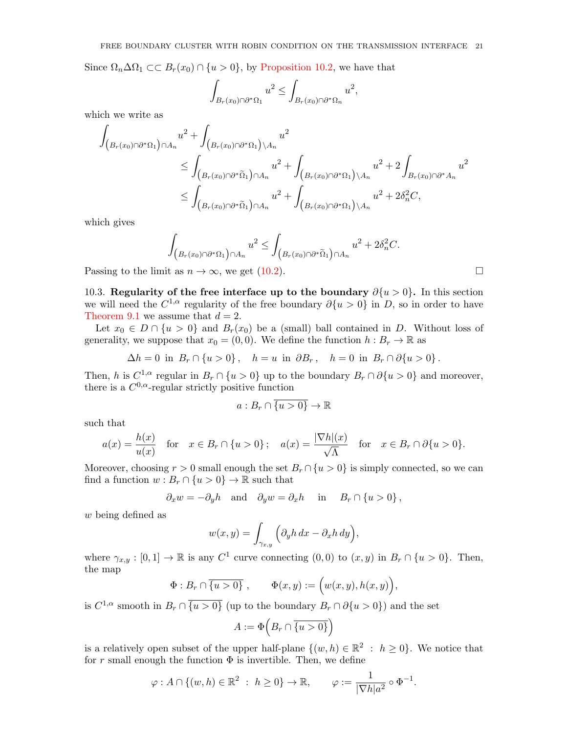Since $\Omega_n \Delta \Omega_1 \subset\subset B_r(x_0) \cap \{u > 0\}$, by Proposition 10.2, we have that

$$\int_{B_r(x_0)\cap\partial^*\Omega_1} u^2 \le \int_{B_r(x_0)\cap\partial^*\Omega_n} u^2,$$

which we write as

$$\begin{aligned}
\int_{\left(B_r(x_0)\cap\partial^*\Omega_1\right)\cap A_n} u^2 &+ \int_{\left(B_r(x_0)\cap\partial^*\Omega_1\right)\setminus A_n} u^2 \\
&\le \int_{\left(B_r(x_0)\cap\partial^*\widetilde{\Omega}_1\right)\cap A_n} u^2 + \int_{\left(B_r(x_0)\cap\partial^*\Omega_1\right)\setminus A_n} u^2 + 2\int_{B_r(x_0)\cap\partial^* A_n} u^2 \\
&\le \int_{\left(B_r(x_0)\cap\partial^*\widetilde{\Omega}_1\right)\cap A_n} u^2 + \int_{\left(B_r(x_0)\cap\partial^*\Omega_1\right)\setminus A_n} u^2 + 2\delta_n^2 C,
\end{aligned}$$

which gives

$$\int_{\left(B_r(x_0)\cap\partial^*\Omega_1\right)\cap A_n} u^2 \le \int_{\left(B_r(x_0)\cap\partial^*\widetilde{\Omega}_1\right)\cap A_n} u^2 + 2\delta_n^2 C.$$

Passing to the limit as $n \to \infty$, we get (10.2). $\square$

10.3. **Regularity of the free interface up to the boundary $\partial\{u > 0\}$.** In this section we will need the $C^{1,\alpha}$ regularity of the free boundary $\partial\{u > 0\}$ in $D$, so in order to have Theorem 9.1 we assume that $d = 2$.

Let $x_0 \in D \cap \{u > 0\}$ and $B_r(x_0)$ be a (small) ball contained in $D$. Without loss of generality, we suppose that $x_0 = (0,0)$. We define the function $h : B_r \to \mathbb{R}$ as

$$\Delta h = 0 \ \text{ in } \ B_r \cap \{u > 0\}, \quad h = u \ \text{ in } \ \partial B_r, \quad h = 0 \ \text{ in } \ B_r \cap \partial\{u > 0\}.$$

Then, $h$ is $C^{1,\alpha}$ regular in $B_r \cap \{u > 0\}$ up to the boundary $B_r \cap \partial\{u > 0\}$ and moreover, there is a $C^{0,\alpha}$-regular strictly positive function

$$a : B_r \cap \overline{\{u > 0\}} \to \mathbb{R}$$

such that

$$a(x) = \frac{h(x)}{u(x)} \quad \text{for} \quad x \in B_r \cap \{u > 0\}\,; \quad a(x) = \frac{|\nabla h|(x)}{\sqrt{\Lambda}} \quad \text{for} \quad x \in B_r \cap \partial\{u > 0\}.$$

Moreover, choosing $r > 0$ small enough the set $B_r \cap \{u > 0\}$ is simply connected, so we can find a function $w : B_r \cap \{u > 0\} \to \mathbb{R}$ such that

$$\partial_x w = -\partial_y h \quad \text{and} \quad \partial_y w = \partial_x h \quad \text{in} \quad B_r \cap \{u > 0\},$$

$w$ being defined as

$$w(x,y) = \int_{\gamma_{x,y}} \Big(\partial_y h\, dx - \partial_x h\, dy\Big),$$

where $\gamma_{x,y} : [0,1] \to \mathbb{R}$ is any $C^1$ curve connecting $(0,0)$ to $(x,y)$ in $B_r \cap \{u > 0\}$. Then, the map

$$\Phi : B_r \cap \overline{\{u > 0\}}\ , \qquad \Phi(x,y) := \Big(w(x,y), h(x,y)\Big),$$

is $C^{1,\alpha}$ smooth in $B_r \cap \overline{\{u > 0\}}$ (up to the boundary $B_r \cap \partial\{u > 0\}$) and the set

$$A := \Phi\Big(B_r \cap \overline{\{u > 0\}}\Big)$$

is a relatively open subset of the upper half-plane $\{(w,h) \in \mathbb{R}^2 \ : \ h \ge 0\}$. We notice that for $r$ small enough the function $\Phi$ is invertible. Then, we define

$$\varphi : A \cap \{(w,h) \in \mathbb{R}^2 \ : \ h \ge 0\} \to \mathbb{R}, \qquad \varphi := \frac{1}{|\nabla h| a^2} \circ \Phi^{-1}.$$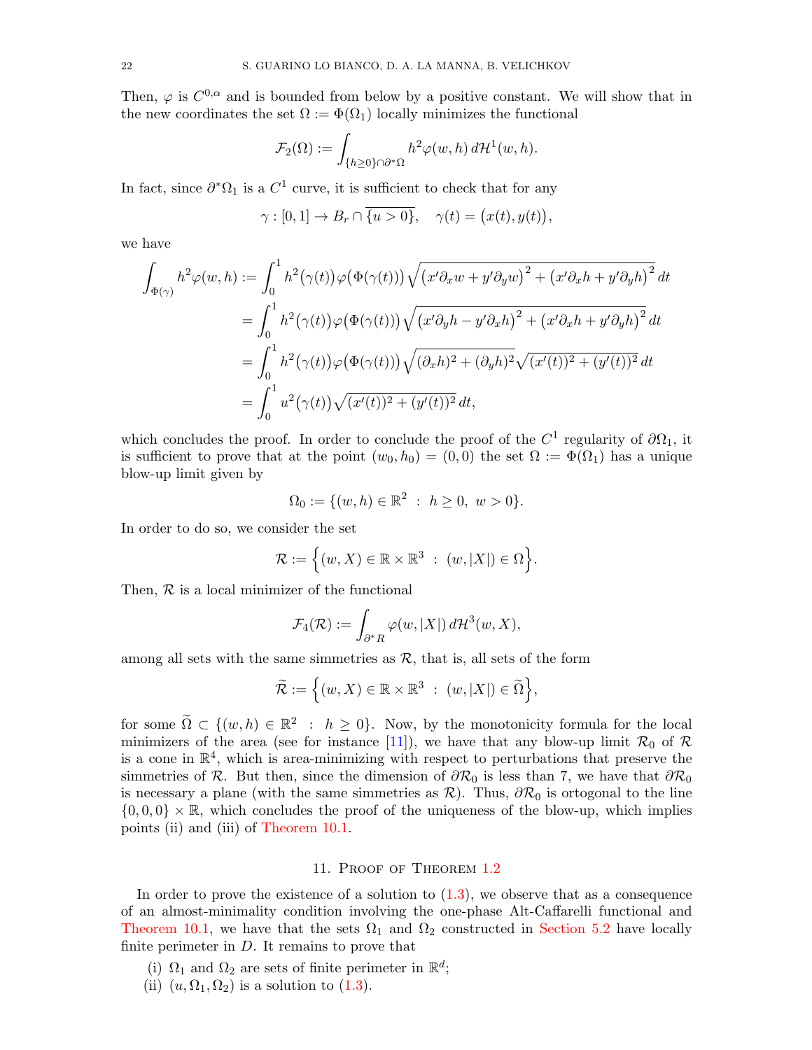Then, $\varphi$ is $C^{0,\alpha}$ and is bounded from below by a positive constant. We will show that in the new coordinates the set $\Omega := \Phi(\Omega_1)$ locally minimizes the functional

$$\mathcal{F}_2(\Omega) := \int_{\{h\geq 0\}\cap\partial^*\Omega} h^2\varphi(w,h)\,d\mathcal{H}^1(w,h).$$

In fact, since $\partial^*\Omega_1$ is a $C^1$ curve, it is sufficient to check that for any

$$\gamma : [0,1] \to B_r \cap \overline{\{u>0\}}, \quad \gamma(t) = \big(x(t), y(t)\big),$$

we have

$$\begin{aligned}
\int_{\Phi(\gamma)} h^2\varphi(w,h) &:= \int_0^1 h^2\big(\gamma(t)\big)\varphi\big(\Phi(\gamma(t))\big)\sqrt{\big(x'\partial_x w + y'\partial_y w\big)^2 + \big(x'\partial_x h + y'\partial_y h\big)^2}\,dt \\
&= \int_0^1 h^2\big(\gamma(t)\big)\varphi\big(\Phi(\gamma(t))\big)\sqrt{\big(x'\partial_y h - y'\partial_x h\big)^2 + \big(x'\partial_x h + y'\partial_y h\big)^2}\,dt \\
&= \int_0^1 h^2\big(\gamma(t)\big)\varphi\big(\Phi(\gamma(t))\big)\sqrt{(\partial_x h)^2 + (\partial_y h)^2}\sqrt{(x'(t))^2 + (y'(t))^2}\,dt \\
&= \int_0^1 u^2\big(\gamma(t)\big)\sqrt{(x'(t))^2 + (y'(t))^2}\,dt,
\end{aligned}$$

which concludes the proof. In order to conclude the proof of the $C^1$ regularity of $\partial\Omega_1$, it is sufficient to prove that at the point $(w_0, h_0) = (0,0)$ the set $\Omega := \Phi(\Omega_1)$ has a unique blow-up limit given by

$$\Omega_0 := \{(w,h) \in \mathbb{R}^2 \;:\; h \geq 0,\; w > 0\}.$$

In order to do so, we consider the set

$$\mathcal{R} := \Big\{(w, X) \in \mathbb{R}\times\mathbb{R}^3 \;:\; (w, |X|) \in \Omega\Big\}.$$

Then, $\mathcal{R}$ is a local minimizer of the functional

$$\mathcal{F}_4(\mathcal{R}) := \int_{\partial^* R} \varphi(w, |X|)\,d\mathcal{H}^3(w,X),$$

among all sets with the same simmetries as $\mathcal{R}$, that is, all sets of the form

$$\widetilde{\mathcal{R}} := \Big\{(w, X) \in \mathbb{R}\times\mathbb{R}^3 \;:\; (w, |X|) \in \widetilde{\Omega}\Big\},$$

for some $\widetilde{\Omega} \subset \{(w,h) \in \mathbb{R}^2 \;:\; h \geq 0\}$. Now, by the monotonicity formula for the local minimizers of the area (see for instance [11]), we have that any blow-up limit $\mathcal{R}_0$ of $\mathcal{R}$ is a cone in $\mathbb{R}^4$, which is area-minimizing with respect to perturbations that preserve the simmetries of $\mathcal{R}$. But then, since the dimension of $\partial\mathcal{R}_0$ is less than 7, we have that $\partial\mathcal{R}_0$ is necessary a plane (with the same simmetries as $\mathcal{R}$). Thus, $\partial\mathcal{R}_0$ is ortogonal to the line $\{0,0,0\}\times\mathbb{R}$, which concludes the proof of the uniqueness of the blow-up, which implies points (ii) and (iii) of Theorem 10.1.

## 11. Proof of Theorem 1.2

In order to prove the existence of a solution to (1.3), we observe that as a consequence of an almost-minimality condition involving the one-phase Alt-Caffarelli functional and Theorem 10.1, we have that the sets $\Omega_1$ and $\Omega_2$ constructed in Section 5.2 have locally finite perimeter in $D$. It remains to prove that

(i) $\Omega_1$ and $\Omega_2$ are sets of finite perimeter in $\mathbb{R}^d$;
(ii) $(u, \Omega_1, \Omega_2)$ is a solution to (1.3).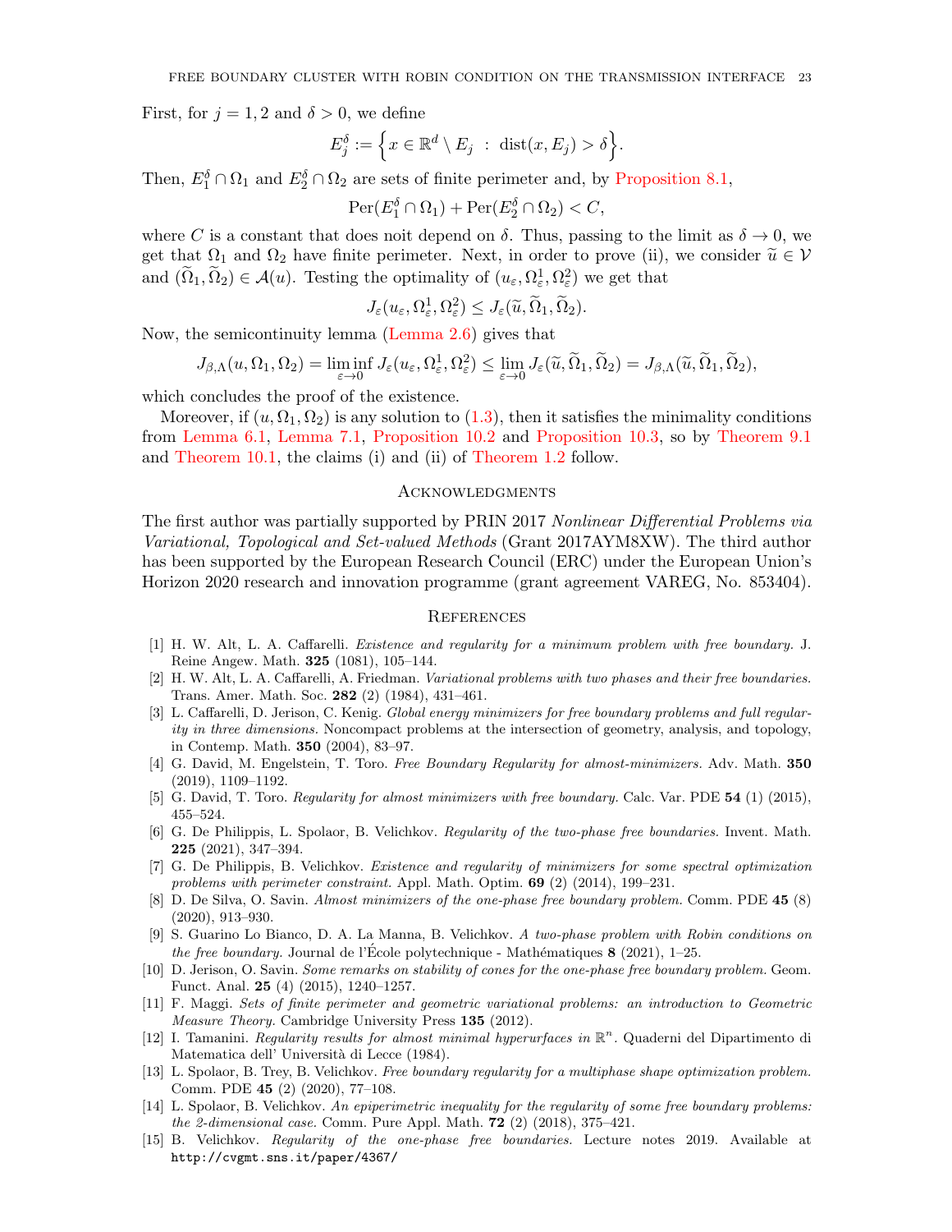First, for $j = 1, 2$ and $\delta > 0$, we define

$$E_j^\delta := \Big\{ x \in \mathbb{R}^d \setminus E_j \ : \ \mathrm{dist}(x, E_j) > \delta \Big\}.$$

Then, $E_1^\delta \cap \Omega_1$ and $E_2^\delta \cap \Omega_2$ are sets of finite perimeter and, by Proposition 8.1,

$$\mathrm{Per}(E_1^\delta \cap \Omega_1) + \mathrm{Per}(E_2^\delta \cap \Omega_2) < C,$$

where $C$ is a constant that does noit depend on $\delta$. Thus, passing to the limit as $\delta \to 0$, we get that $\Omega_1$ and $\Omega_2$ have finite perimeter. Next, in order to prove (ii), we consider $\widetilde{u} \in \mathcal{V}$ and $(\widetilde{\Omega}_1, \widetilde{\Omega}_2) \in \mathcal{A}(u)$. Testing the optimality of $(u_\varepsilon, \Omega_\varepsilon^1, \Omega_\varepsilon^2)$ we get that

$$J_\varepsilon(u_\varepsilon, \Omega_\varepsilon^1, \Omega_\varepsilon^2) \leq J_\varepsilon(\widetilde{u}, \widetilde{\Omega}_1, \widetilde{\Omega}_2).$$

Now, the semicontinuity lemma (Lemma 2.6) gives that

$$J_{\beta,\Lambda}(u, \Omega_1, \Omega_2) = \liminf_{\varepsilon \to 0} J_\varepsilon(u_\varepsilon, \Omega_\varepsilon^1, \Omega_\varepsilon^2) \leq \lim_{\varepsilon \to 0} J_\varepsilon(\widetilde{u}, \widetilde{\Omega}_1, \widetilde{\Omega}_2) = J_{\beta,\Lambda}(\widetilde{u}, \widetilde{\Omega}_1, \widetilde{\Omega}_2),$$

which concludes the proof of the existence.

Moreover, if $(u, \Omega_1, \Omega_2)$ is any solution to (1.3), then it satisfies the minimality conditions from Lemma 6.1, Lemma 7.1, Proposition 10.2 and Proposition 10.3, so by Theorem 9.1 and Theorem 10.1, the claims (i) and (ii) of Theorem 1.2 follow.

## Acknowledgments

The first author was partially supported by PRIN 2017 *Nonlinear Differential Problems via Variational, Topological and Set-valued Methods* (Grant 2017AYM8XW). The third author has been supported by the European Research Council (ERC) under the European Union's Horizon 2020 research and innovation programme (grant agreement VAREG, No. 853404).

## References

[1] H. W. Alt, L. A. Caffarelli. *Existence and regularity for a minimum problem with free boundary.* J. Reine Angew. Math. **325** (1081), 105–144.

[2] H. W. Alt, L. A. Caffarelli, A. Friedman. *Variational problems with two phases and their free boundaries.* Trans. Amer. Math. Soc. **282** (2) (1984), 431–461.

[3] L. Caffarelli, D. Jerison, C. Kenig. *Global energy minimizers for free boundary problems and full regularity in three dimensions.* Noncompact problems at the intersection of geometry, analysis, and topology, in Contemp. Math. **350** (2004), 83–97.

[4] G. David, M. Engelstein, T. Toro. *Free Boundary Regularity for almost-minimizers.* Adv. Math. **350** (2019), 1109–1192.

[5] G. David, T. Toro. *Regularity for almost minimizers with free boundary.* Calc. Var. PDE **54** (1) (2015), 455–524.

[6] G. De Philippis, L. Spolaor, B. Velichkov. *Regularity of the two-phase free boundaries.* Invent. Math. **225** (2021), 347–394.

[7] G. De Philippis, B. Velichkov. *Existence and regularity of minimizers for some spectral optimization problems with perimeter constraint.* Appl. Math. Optim. **69** (2) (2014), 199–231.

[8] D. De Silva, O. Savin. *Almost minimizers of the one-phase free boundary problem.* Comm. PDE **45** (8) (2020), 913–930.

[9] S. Guarino Lo Bianco, D. A. La Manna, B. Velichkov. *A two-phase problem with Robin conditions on the free boundary.* Journal de l'École polytechnique - Mathématiques **8** (2021), 1–25.

[10] D. Jerison, O. Savin. *Some remarks on stability of cones for the one-phase free boundary problem.* Geom. Funct. Anal. **25** (4) (2015), 1240–1257.

[11] F. Maggi. *Sets of finite perimeter and geometric variational problems: an introduction to Geometric Measure Theory.* Cambridge University Press **135** (2012).

[12] I. Tamanini. *Regularity results for almost minimal hyperurfaces in $\mathbb{R}^n$.* Quaderni del Dipartimento di Matematica dell' Università di Lecce (1984).

[13] L. Spolaor, B. Trey, B. Velichkov. *Free boundary regularity for a multiphase shape optimization problem.* Comm. PDE **45** (2) (2020), 77–108.

[14] L. Spolaor, B. Velichkov. *An epiperimetric inequality for the regularity of some free boundary problems: the 2-dimensional case.* Comm. Pure Appl. Math. **72** (2) (2018), 375–421.

[15] B. Velichkov. *Regularity of the one-phase free boundaries.* Lecture notes 2019. Available at http://cvgmt.sns.it/paper/4367/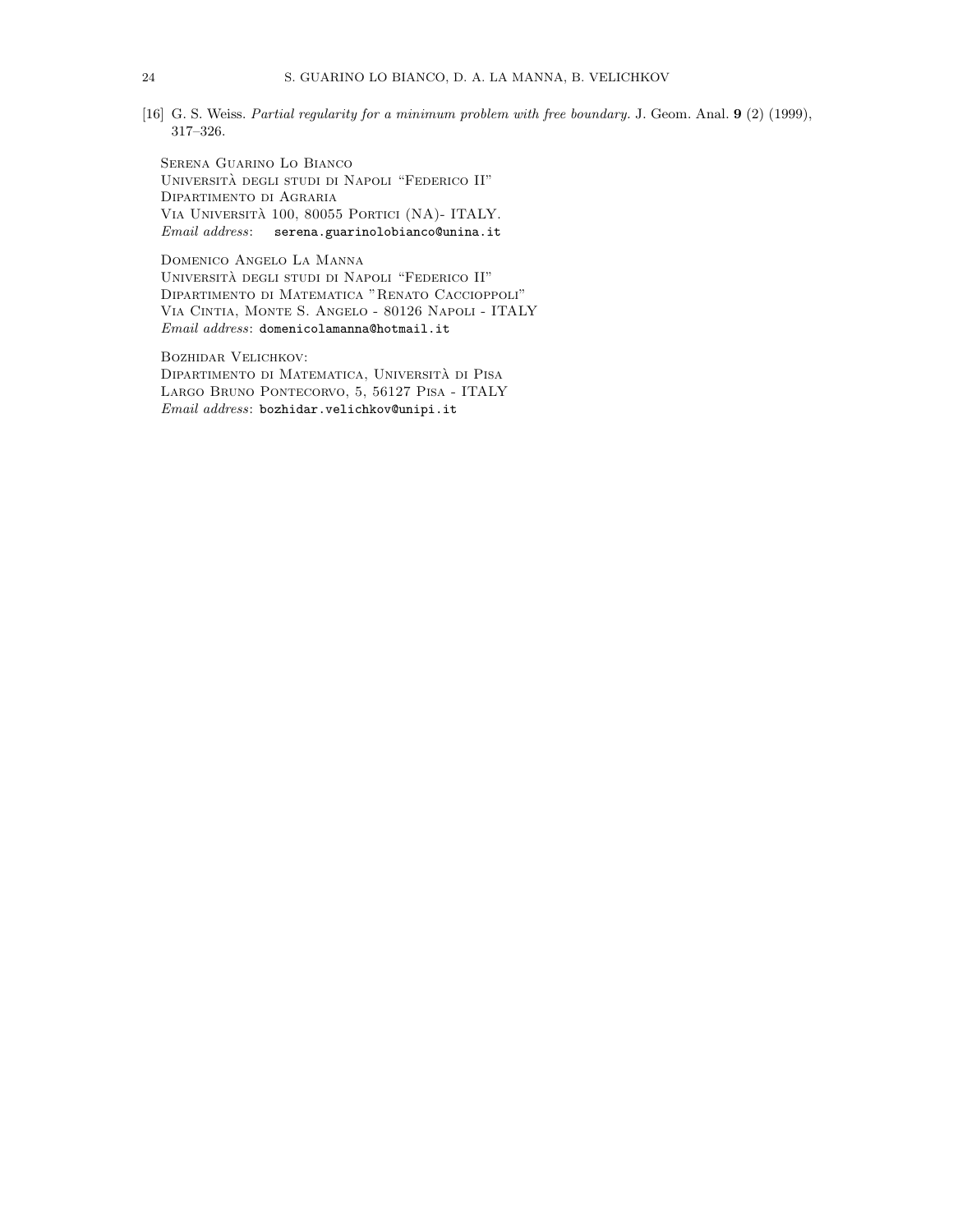[16] G. S. Weiss. *Partial regularity for a minimum problem with free boundary.* J. Geom. Anal. **9** (2) (1999), 317–326.

Serena Guarino Lo Bianco
Università degli studi di Napoli "Federico II"
Dipartimento di Agraria
Via Università 100, 80055 Portici (NA)- ITALY.
*Email address*: serena.guarinolobianco@unina.it

Domenico Angelo La Manna
Università degli studi di Napoli "Federico II"
Dipartimento di Matematica "Renato Caccioppoli"
Via Cintia, Monte S. Angelo - 80126 Napoli - ITALY
*Email address*: domenicolamanna@hotmail.it

Bozhidar Velichkov:
Dipartimento di Matematica, Università di Pisa
Largo Bruno Pontecorvo, 5, 56127 Pisa - ITALY
*Email address*: bozhidar.velichkov@unipi.it